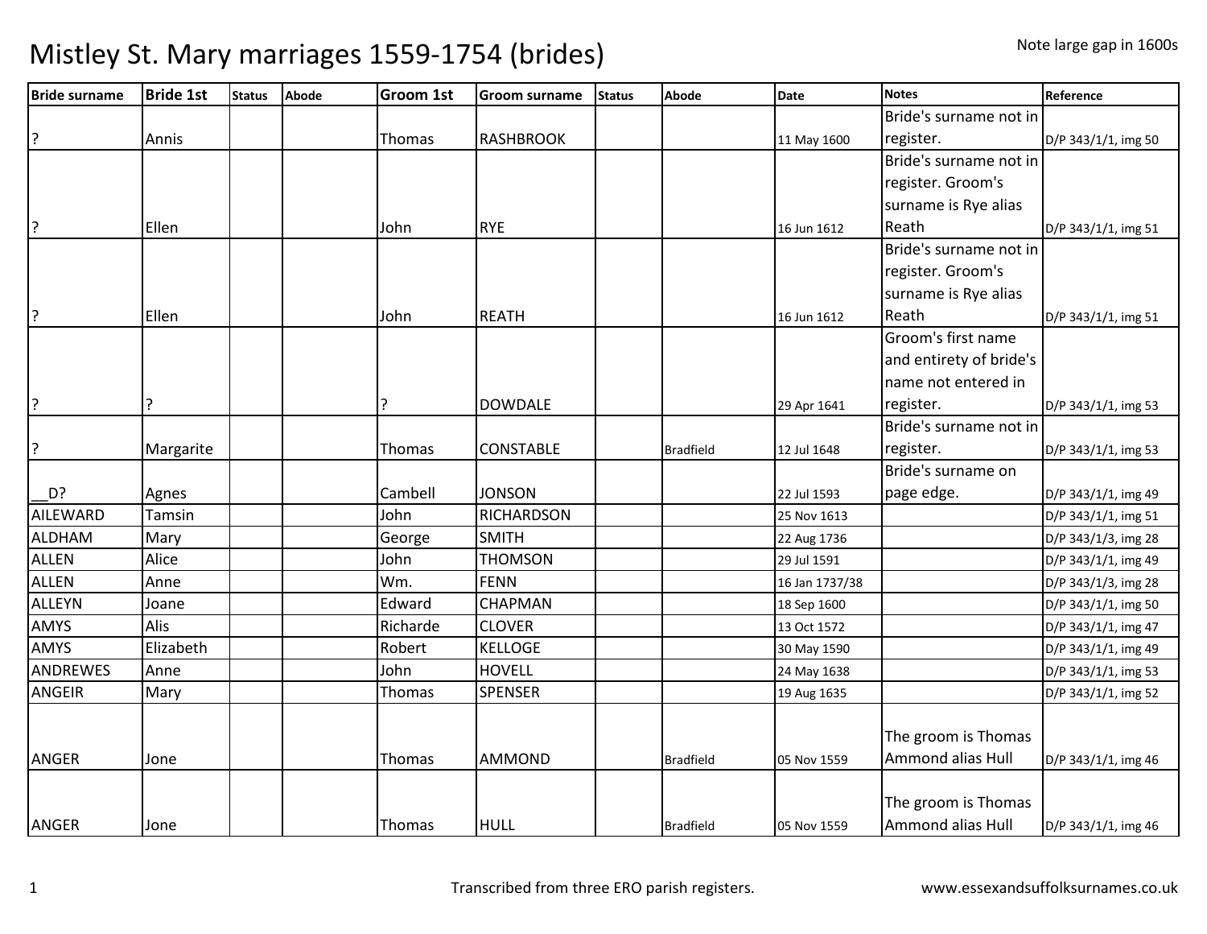# Mistley St. Mary marriages 1559-1754 (brides)

Note large gap in 1600s

| Bride surname | Bride 1st | Status | Abode | Groom 1st | Groom surname | Status | Abode | Date | Notes | Reference |
|---|---|---|---|---|---|---|---|---|---|---|
| ? | Annis | | | Thomas | RASHBROOK | | | 11 May 1600 | Bride's surname not in register. | D/P 343/1/1, img 50 |
| ? | Ellen | | | John | RYE | | | 16 Jun 1612 | Bride's surname not in register. Groom's surname is Rye alias Reath | D/P 343/1/1, img 51 |
| ? | Ellen | | | John | REATH | | | 16 Jun 1612 | Bride's surname not in register. Groom's surname is Rye alias Reath | D/P 343/1/1, img 51 |
| ? | ? | | | ? | DOWDALE | | | 29 Apr 1641 | Groom's first name and entirety of bride's name not entered in register. | D/P 343/1/1, img 53 |
| ? | Margarite | | | Thomas | CONSTABLE | | Bradfield | 12 Jul 1648 | Bride's surname not in register. | D/P 343/1/1, img 53 |
| __D? | Agnes | | | Cambell | JONSON | | | 22 Jul 1593 | Bride's surname on page edge. | D/P 343/1/1, img 49 |
| AILEWARD | Tamsin | | | John | RICHARDSON | | | 25 Nov 1613 | | D/P 343/1/1, img 51 |
| ALDHAM | Mary | | | George | SMITH | | | 22 Aug 1736 | | D/P 343/1/3, img 28 |
| ALLEN | Alice | | | John | THOMSON | | | 29 Jul 1591 | | D/P 343/1/1, img 49 |
| ALLEN | Anne | | | Wm. | FENN | | | 16 Jan 1737/38 | | D/P 343/1/3, img 28 |
| ALLEYN | Joane | | | Edward | CHAPMAN | | | 18 Sep 1600 | | D/P 343/1/1, img 50 |
| AMYS | Alis | | | Richarde | CLOVER | | | 13 Oct 1572 | | D/P 343/1/1, img 47 |
| AMYS | Elizabeth | | | Robert | KELLOGE | | | 30 May 1590 | | D/P 343/1/1, img 49 |
| ANDREWES | Anne | | | John | HOVELL | | | 24 May 1638 | | D/P 343/1/1, img 53 |
| ANGEIR | Mary | | | Thomas | SPENSER | | | 19 Aug 1635 | | D/P 343/1/1, img 52 |
| ANGER | Jone | | | Thomas | AMMOND | | Bradfield | 05 Nov 1559 | The groom is Thomas Ammond alias Hull | D/P 343/1/1, img 46 |
| ANGER | Jone | | | Thomas | HULL | | Bradfield | 05 Nov 1559 | The groom is Thomas Ammond alias Hull | D/P 343/1/1, img 46 |

Transcribed from three ERO parish registers. www.essexandsuffolksurnames.co.uk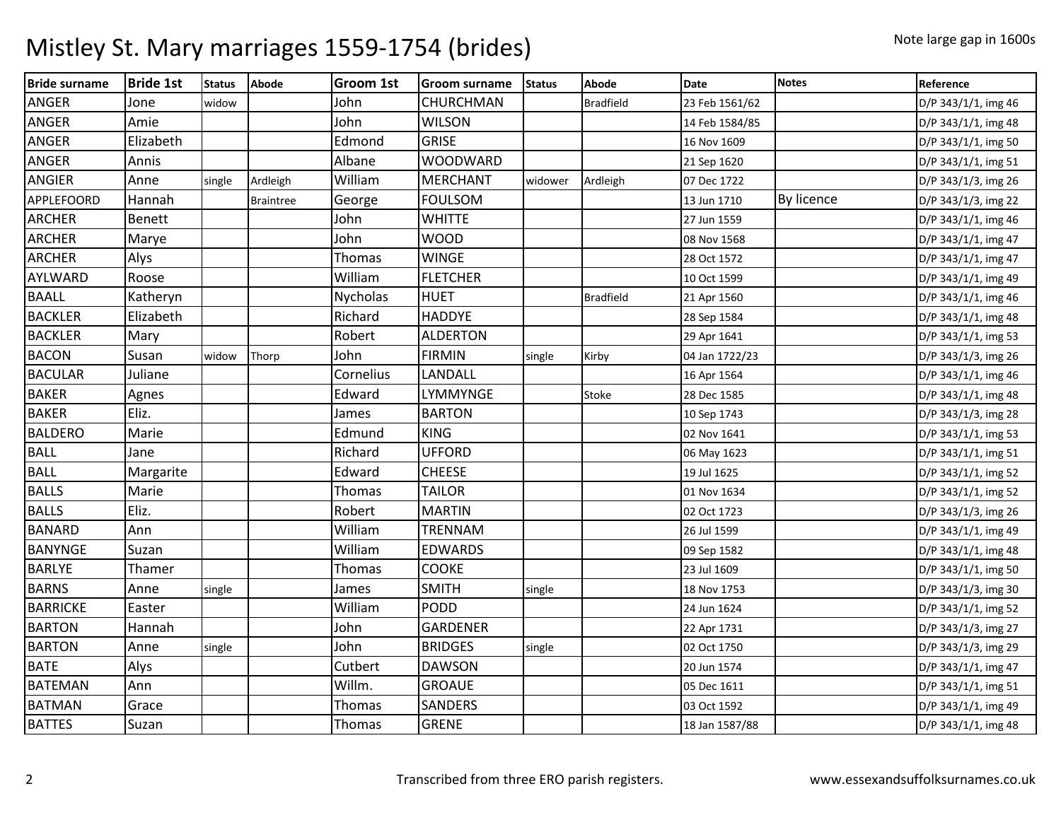# Mistley St. Mary marriages 1559-1754 (brides)

Note large gap in 1600s

| Bride surname | Bride 1st | Status | Abode | Groom 1st | Groom surname | Status | Abode | Date | Notes | Reference |
|---|---|---|---|---|---|---|---|---|---|---|
| ANGER | Jone | widow | | John | CHURCHMAN | | Bradfield | 23 Feb 1561/62 | | D/P 343/1/1, img 46 |
| ANGER | Amie | | | John | WILSON | | | 14 Feb 1584/85 | | D/P 343/1/1, img 48 |
| ANGER | Elizabeth | | | Edmond | GRISE | | | 16 Nov 1609 | | D/P 343/1/1, img 50 |
| ANGER | Annis | | | Albane | WOODWARD | | | 21 Sep 1620 | | D/P 343/1/1, img 51 |
| ANGIER | Anne | single | Ardleigh | William | MERCHANT | widower | Ardleigh | 07 Dec 1722 | | D/P 343/1/3, img 26 |
| APPLEFOORD | Hannah | | Braintree | George | FOULSOM | | | 13 Jun 1710 | By licence | D/P 343/1/3, img 22 |
| ARCHER | Benett | | | John | WHITTE | | | 27 Jun 1559 | | D/P 343/1/1, img 46 |
| ARCHER | Marye | | | John | WOOD | | | 08 Nov 1568 | | D/P 343/1/1, img 47 |
| ARCHER | Alys | | | Thomas | WINGE | | | 28 Oct 1572 | | D/P 343/1/1, img 47 |
| AYLWARD | Roose | | | William | FLETCHER | | | 10 Oct 1599 | | D/P 343/1/1, img 49 |
| BAALL | Katheryn | | | Nycholas | HUET | | Bradfield | 21 Apr 1560 | | D/P 343/1/1, img 46 |
| BACKLER | Elizabeth | | | Richard | HADDYE | | | 28 Sep 1584 | | D/P 343/1/1, img 48 |
| BACKLER | Mary | | | Robert | ALDERTON | | | 29 Apr 1641 | | D/P 343/1/1, img 53 |
| BACON | Susan | widow | Thorp | John | FIRMIN | single | Kirby | 04 Jan 1722/23 | | D/P 343/1/3, img 26 |
| BACULAR | Juliane | | | Cornelius | LANDALL | | | 16 Apr 1564 | | D/P 343/1/1, img 46 |
| BAKER | Agnes | | | Edward | LYMMYNGE | | Stoke | 28 Dec 1585 | | D/P 343/1/1, img 48 |
| BAKER | Eliz. | | | James | BARTON | | | 10 Sep 1743 | | D/P 343/1/3, img 28 |
| BALDERO | Marie | | | Edmund | KING | | | 02 Nov 1641 | | D/P 343/1/1, img 53 |
| BALL | Jane | | | Richard | UFFORD | | | 06 May 1623 | | D/P 343/1/1, img 51 |
| BALL | Margarite | | | Edward | CHEESE | | | 19 Jul 1625 | | D/P 343/1/1, img 52 |
| BALLS | Marie | | | Thomas | TAILOR | | | 01 Nov 1634 | | D/P 343/1/1, img 52 |
| BALLS | Eliz. | | | Robert | MARTIN | | | 02 Oct 1723 | | D/P 343/1/3, img 26 |
| BANARD | Ann | | | William | TRENNAM | | | 26 Jul 1599 | | D/P 343/1/1, img 49 |
| BANYNGE | Suzan | | | William | EDWARDS | | | 09 Sep 1582 | | D/P 343/1/1, img 48 |
| BARLYE | Thamer | | | Thomas | COOKE | | | 23 Jul 1609 | | D/P 343/1/1, img 50 |
| BARNS | Anne | single | | James | SMITH | single | | 18 Nov 1753 | | D/P 343/1/3, img 30 |
| BARRICKE | Easter | | | William | PODD | | | 24 Jun 1624 | | D/P 343/1/1, img 52 |
| BARTON | Hannah | | | John | GARDENER | | | 22 Apr 1731 | | D/P 343/1/3, img 27 |
| BARTON | Anne | single | | John | BRIDGES | single | | 02 Oct 1750 | | D/P 343/1/3, img 29 |
| BATE | Alys | | | Cutbert | DAWSON | | | 20 Jun 1574 | | D/P 343/1/1, img 47 |
| BATEMAN | Ann | | | Willm. | GROAUE | | | 05 Dec 1611 | | D/P 343/1/1, img 51 |
| BATMAN | Grace | | | Thomas | SANDERS | | | 03 Oct 1592 | | D/P 343/1/1, img 49 |
| BATTES | Suzan | | | Thomas | GRENE | | | 18 Jan 1587/88 | | D/P 343/1/1, img 48 |

Transcribed from three ERO parish registers.

www.essexandsuffolksurnames.co.uk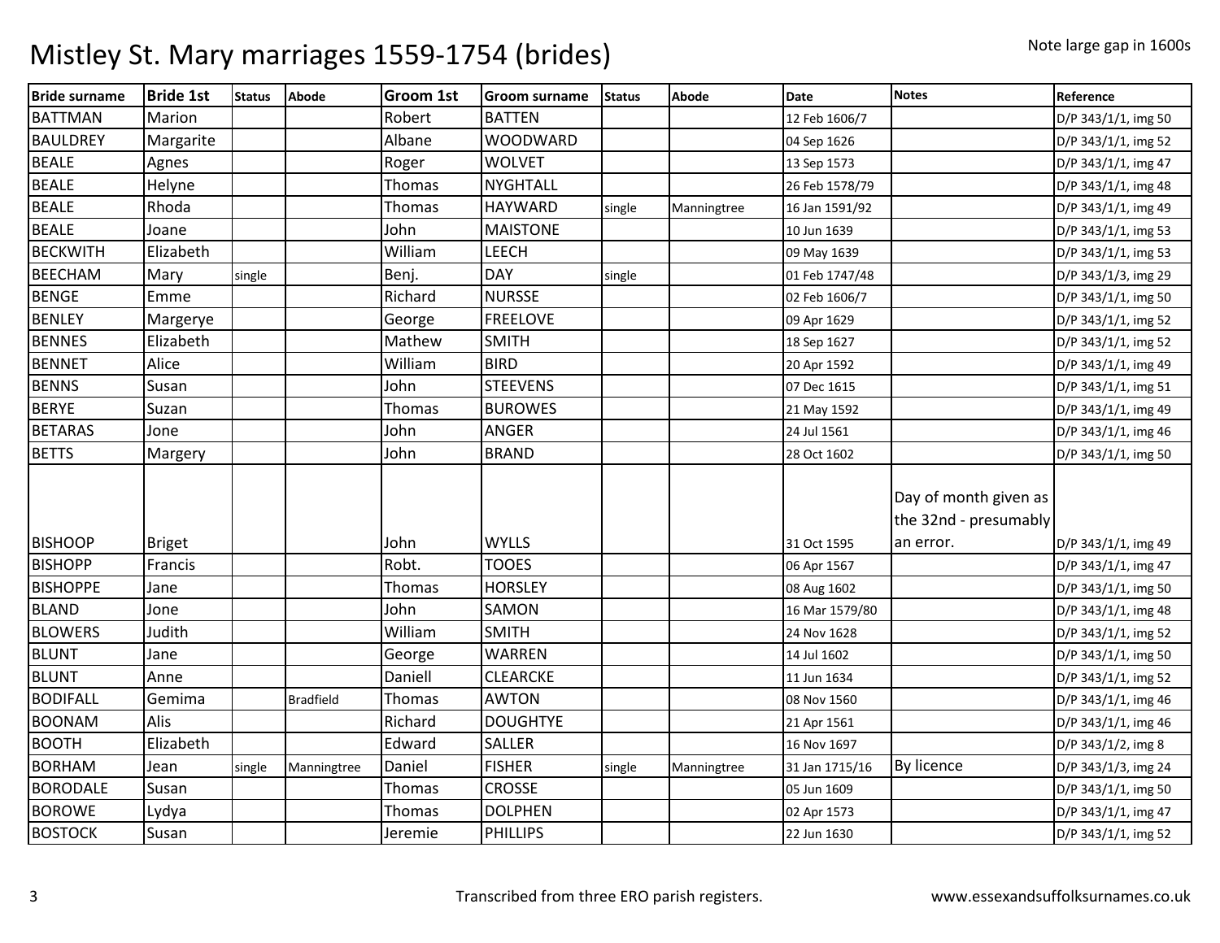# Mistley St. Mary marriages 1559-1754 (brides)

Note large gap in 1600s

| Bride surname | Bride 1st | Status | Abode | Groom 1st | Groom surname | Status | Abode | Date | Notes | Reference |
|---|---|---|---|---|---|---|---|---|---|---|
| BATTMAN | Marion | | | Robert | BATTEN | | | 12 Feb 1606/7 | | D/P 343/1/1, img 50 |
| BAULDREY | Margarite | | | Albane | WOODWARD | | | 04 Sep 1626 | | D/P 343/1/1, img 52 |
| BEALE | Agnes | | | Roger | WOLVET | | | 13 Sep 1573 | | D/P 343/1/1, img 47 |
| BEALE | Helyne | | | Thomas | NYGHTALL | | | 26 Feb 1578/79 | | D/P 343/1/1, img 48 |
| BEALE | Rhoda | | | Thomas | HAYWARD | single | Manningtree | 16 Jan 1591/92 | | D/P 343/1/1, img 49 |
| BEALE | Joane | | | John | MAISTONE | | | 10 Jun 1639 | | D/P 343/1/1, img 53 |
| BECKWITH | Elizabeth | | | William | LEECH | | | 09 May 1639 | | D/P 343/1/1, img 53 |
| BEECHAM | Mary | single | | Benj. | DAY | single | | 01 Feb 1747/48 | | D/P 343/1/3, img 29 |
| BENGE | Emme | | | Richard | NURSSE | | | 02 Feb 1606/7 | | D/P 343/1/1, img 50 |
| BENLEY | Margerye | | | George | FREELOVE | | | 09 Apr 1629 | | D/P 343/1/1, img 52 |
| BENNES | Elizabeth | | | Mathew | SMITH | | | 18 Sep 1627 | | D/P 343/1/1, img 52 |
| BENNET | Alice | | | William | BIRD | | | 20 Apr 1592 | | D/P 343/1/1, img 49 |
| BENNS | Susan | | | John | STEEVENS | | | 07 Dec 1615 | | D/P 343/1/1, img 51 |
| BERYE | Suzan | | | Thomas | BUROWES | | | 21 May 1592 | | D/P 343/1/1, img 49 |
| BETARAS | Jone | | | John | ANGER | | | 24 Jul 1561 | | D/P 343/1/1, img 46 |
| BETTS | Margery | | | John | BRAND | | | 28 Oct 1602 | | D/P 343/1/1, img 50 |
| BISHOOP | Briget | | | John | WYLLS | | | 31 Oct 1595 | Day of month given as the 32nd - presumably an error. | D/P 343/1/1, img 49 |
| BISHOPP | Francis | | | Robt. | TOOES | | | 06 Apr 1567 | | D/P 343/1/1, img 47 |
| BISHOPPE | Jane | | | Thomas | HORSLEY | | | 08 Aug 1602 | | D/P 343/1/1, img 50 |
| BLAND | Jone | | | John | SAMON | | | 16 Mar 1579/80 | | D/P 343/1/1, img 48 |
| BLOWERS | Judith | | | William | SMITH | | | 24 Nov 1628 | | D/P 343/1/1, img 52 |
| BLUNT | Jane | | | George | WARREN | | | 14 Jul 1602 | | D/P 343/1/1, img 50 |
| BLUNT | Anne | | | Daniell | CLEARCKE | | | 11 Jun 1634 | | D/P 343/1/1, img 52 |
| BODIFALL | Gemima | | Bradfield | Thomas | AWTON | | | 08 Nov 1560 | | D/P 343/1/1, img 46 |
| BOONAM | Alis | | | Richard | DOUGHTYE | | | 21 Apr 1561 | | D/P 343/1/1, img 46 |
| BOOTH | Elizabeth | | | Edward | SALLER | | | 16 Nov 1697 | | D/P 343/1/2, img 8 |
| BORHAM | Jean | single | Manningtree | Daniel | FISHER | single | Manningtree | 31 Jan 1715/16 | By licence | D/P 343/1/3, img 24 |
| BORODALE | Susan | | | Thomas | CROSSE | | | 05 Jun 1609 | | D/P 343/1/1, img 50 |
| BOROWE | Lydya | | | Thomas | DOLPHEN | | | 02 Apr 1573 | | D/P 343/1/1, img 47 |
| BOSTOCK | Susan | | | Jeremie | PHILLIPS | | | 22 Jun 1630 | | D/P 343/1/1, img 52 |

Transcribed from three ERO parish registers.

www.essexandsuffolksurnames.co.uk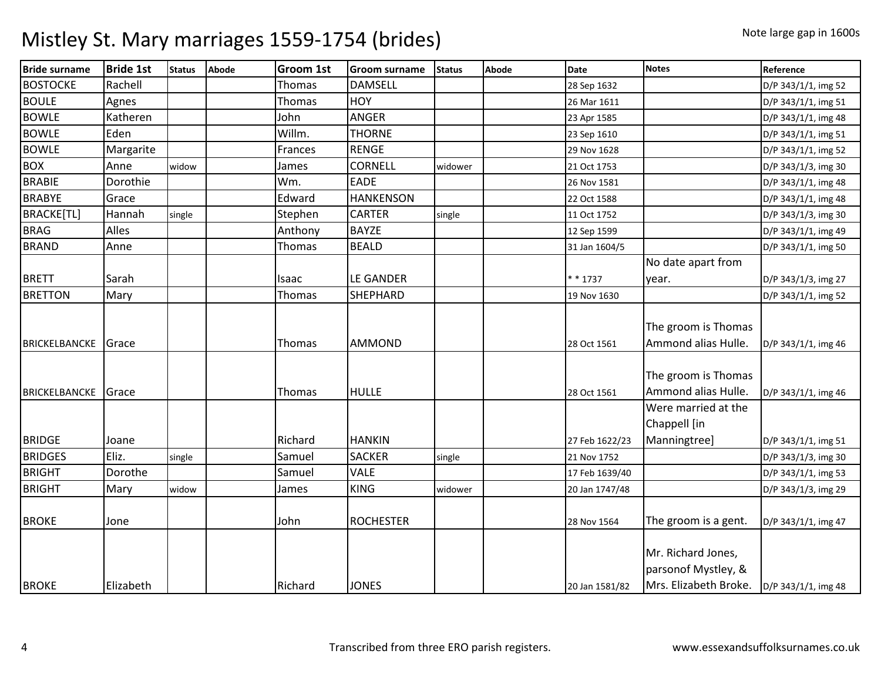# Mistley St. Mary marriages 1559-1754 (brides)

Note large gap in 1600s

| Bride surname | Bride 1st | Status | Abode | Groom 1st | Groom surname | Status | Abode | Date | Notes | Reference |
|---|---|---|---|---|---|---|---|---|---|---|
| BOSTOCKE | Rachell | | | Thomas | DAMSELL | | | 28 Sep 1632 | | D/P 343/1/1, img 52 |
| BOULE | Agnes | | | Thomas | HOY | | | 26 Mar 1611 | | D/P 343/1/1, img 51 |
| BOWLE | Katheren | | | John | ANGER | | | 23 Apr 1585 | | D/P 343/1/1, img 48 |
| BOWLE | Eden | | | Willm. | THORNE | | | 23 Sep 1610 | | D/P 343/1/1, img 51 |
| BOWLE | Margarite | | | Frances | RENGE | | | 29 Nov 1628 | | D/P 343/1/1, img 52 |
| BOX | Anne | widow | | James | CORNELL | widower | | 21 Oct 1753 | | D/P 343/1/3, img 30 |
| BRABIE | Dorothie | | | Wm. | EADE | | | 26 Nov 1581 | | D/P 343/1/1, img 48 |
| BRABYE | Grace | | | Edward | HANKENSON | | | 22 Oct 1588 | | D/P 343/1/1, img 48 |
| BRACKE[TL] | Hannah | single | | Stephen | CARTER | single | | 11 Oct 1752 | | D/P 343/1/3, img 30 |
| BRAG | Alles | | | Anthony | BAYZE | | | 12 Sep 1599 | | D/P 343/1/1, img 49 |
| BRAND | Anne | | | Thomas | BEALD | | | 31 Jan 1604/5 | | D/P 343/1/1, img 50 |
| BRETT | Sarah | | | Isaac | LE GANDER | | | * * 1737 | No date apart from year. | D/P 343/1/3, img 27 |
| BRETTON | Mary | | | Thomas | SHEPHARD | | | 19 Nov 1630 | | D/P 343/1/1, img 52 |
| BRICKELBANCKE | Grace | | | Thomas | AMMOND | | | 28 Oct 1561 | The groom is Thomas Ammond alias Hulle. | D/P 343/1/1, img 46 |
| BRICKELBANCKE | Grace | | | Thomas | HULLE | | | 28 Oct 1561 | The groom is Thomas Ammond alias Hulle. | D/P 343/1/1, img 46 |
| BRIDGE | Joane | | | Richard | HANKIN | | | 27 Feb 1622/23 | Were married at the Chappell [in Manningtree] | D/P 343/1/1, img 51 |
| BRIDGES | Eliz. | single | | Samuel | SACKER | single | | 21 Nov 1752 | | D/P 343/1/3, img 30 |
| BRIGHT | Dorothe | | | Samuel | VALE | | | 17 Feb 1639/40 | | D/P 343/1/1, img 53 |
| BRIGHT | Mary | widow | | James | KING | widower | | 20 Jan 1747/48 | | D/P 343/1/3, img 29 |
| BROKE | Jone | | | John | ROCHESTER | | | 28 Nov 1564 | The groom is a gent. | D/P 343/1/1, img 47 |
| BROKE | Elizabeth | | | Richard | JONES | | | 20 Jan 1581/82 | Mr. Richard Jones, parsonof Mystley, & Mrs. Elizabeth Broke. | D/P 343/1/1, img 48 |

Transcribed from three ERO parish registers.

www.essexandsuffolksurnames.co.uk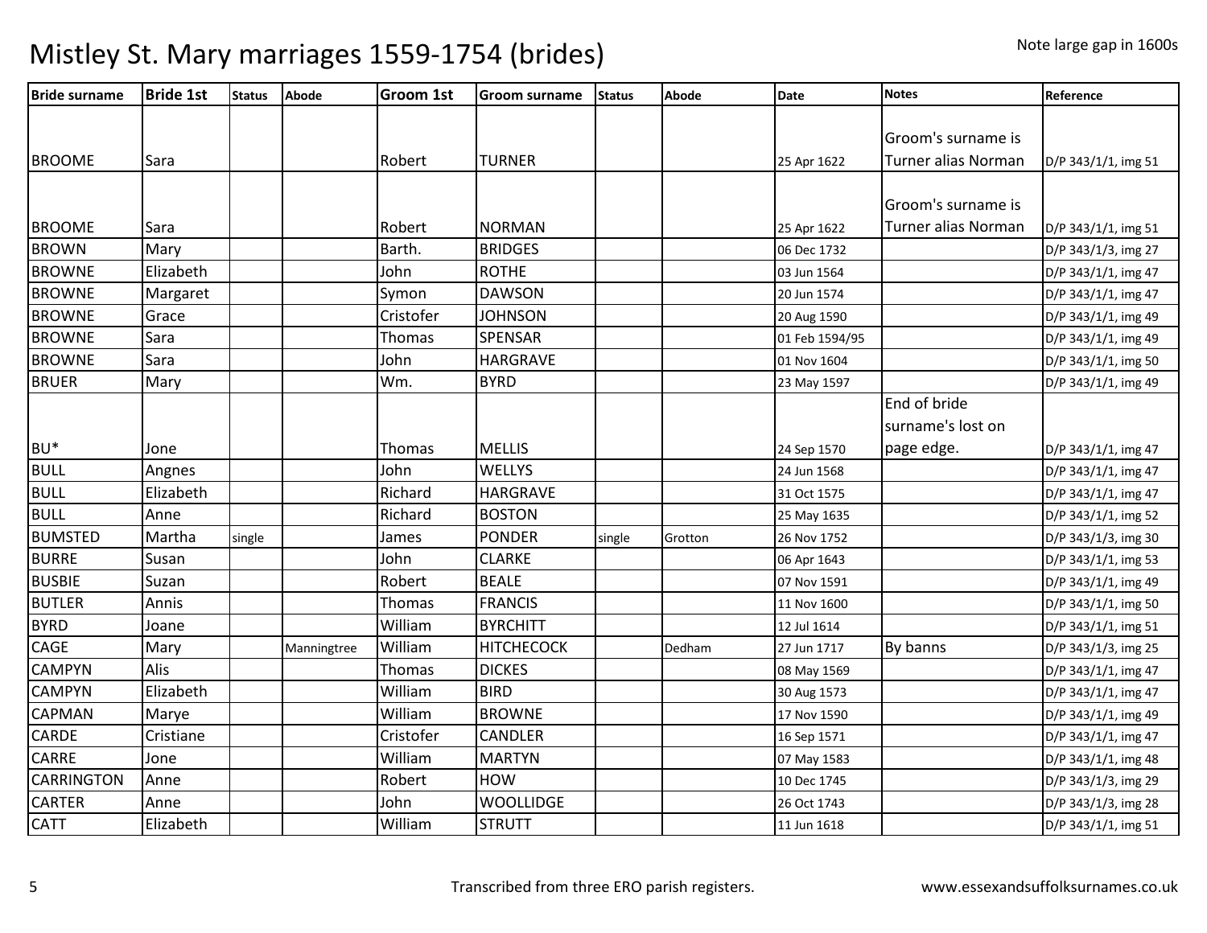# Mistley St. Mary marriages 1559-1754 (brides)

Note large gap in 1600s

| Bride surname | Bride 1st | Status | Abode | Groom 1st | Groom surname | Status | Abode | Date | Notes | Reference |
|---|---|---|---|---|---|---|---|---|---|---|
| BROOME | Sara | | | Robert | TURNER | | | 25 Apr 1622 | Groom's surname is Turner alias Norman | D/P 343/1/1, img 51 |
| BROOME | Sara | | | Robert | NORMAN | | | 25 Apr 1622 | Groom's surname is Turner alias Norman | D/P 343/1/1, img 51 |
| BROWN | Mary | | | Barth. | BRIDGES | | | 06 Dec 1732 | | D/P 343/1/3, img 27 |
| BROWNE | Elizabeth | | | John | ROTHE | | | 03 Jun 1564 | | D/P 343/1/1, img 47 |
| BROWNE | Margaret | | | Symon | DAWSON | | | 20 Jun 1574 | | D/P 343/1/1, img 47 |
| BROWNE | Grace | | | Cristofer | JOHNSON | | | 20 Aug 1590 | | D/P 343/1/1, img 49 |
| BROWNE | Sara | | | Thomas | SPENSAR | | | 01 Feb 1594/95 | | D/P 343/1/1, img 49 |
| BROWNE | Sara | | | John | HARGRAVE | | | 01 Nov 1604 | | D/P 343/1/1, img 50 |
| BRUER | Mary | | | Wm. | BYRD | | | 23 May 1597 | | D/P 343/1/1, img 49 |
| BU* | Jone | | | Thomas | MELLIS | | | 24 Sep 1570 | End of bride surname's lost on page edge. | D/P 343/1/1, img 47 |
| BULL | Angnes | | | John | WELLYS | | | 24 Jun 1568 | | D/P 343/1/1, img 47 |
| BULL | Elizabeth | | | Richard | HARGRAVE | | | 31 Oct 1575 | | D/P 343/1/1, img 47 |
| BULL | Anne | | | Richard | BOSTON | | | 25 May 1635 | | D/P 343/1/1, img 52 |
| BUMSTED | Martha | single | | James | PONDER | single | Grotton | 26 Nov 1752 | | D/P 343/1/3, img 30 |
| BURRE | Susan | | | John | CLARKE | | | 06 Apr 1643 | | D/P 343/1/1, img 53 |
| BUSBIE | Suzan | | | Robert | BEALE | | | 07 Nov 1591 | | D/P 343/1/1, img 49 |
| BUTLER | Annis | | | Thomas | FRANCIS | | | 11 Nov 1600 | | D/P 343/1/1, img 50 |
| BYRD | Joane | | | William | BYRCHITT | | | 12 Jul 1614 | | D/P 343/1/1, img 51 |
| CAGE | Mary | | Manningtree | William | HITCHECOCK | | Dedham | 27 Jun 1717 | By banns | D/P 343/1/3, img 25 |
| CAMPYN | Alis | | | Thomas | DICKES | | | 08 May 1569 | | D/P 343/1/1, img 47 |
| CAMPYN | Elizabeth | | | William | BIRD | | | 30 Aug 1573 | | D/P 343/1/1, img 47 |
| CAPMAN | Marye | | | William | BROWNE | | | 17 Nov 1590 | | D/P 343/1/1, img 49 |
| CARDE | Cristiane | | | Cristofer | CANDLER | | | 16 Sep 1571 | | D/P 343/1/1, img 47 |
| CARRE | Jone | | | William | MARTYN | | | 07 May 1583 | | D/P 343/1/1, img 48 |
| CARRINGTON | Anne | | | Robert | HOW | | | 10 Dec 1745 | | D/P 343/1/3, img 29 |
| CARTER | Anne | | | John | WOOLLIDGE | | | 26 Oct 1743 | | D/P 343/1/3, img 28 |
| CATT | Elizabeth | | | William | STRUTT | | | 11 Jun 1618 | | D/P 343/1/1, img 51 |

Transcribed from three ERO parish registers.

www.essexandsuffolksurnames.co.uk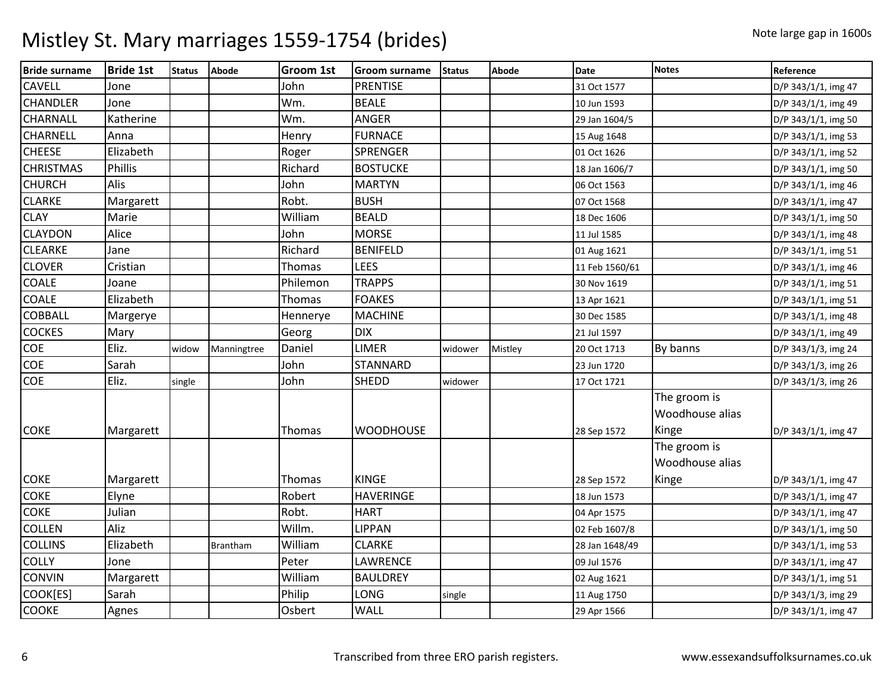# Mistley St. Mary marriages 1559-1754 (brides)

Note large gap in 1600s

| Bride surname | Bride 1st | Status | Abode | Groom 1st | Groom surname | Status | Abode | Date | Notes | Reference |
|---|---|---|---|---|---|---|---|---|---|---|
| CAVELL | Jone | | | John | PRENTISE | | | 31 Oct 1577 | | D/P 343/1/1, img 47 |
| CHANDLER | Jone | | | Wm. | BEALE | | | 10 Jun 1593 | | D/P 343/1/1, img 49 |
| CHARNALL | Katherine | | | Wm. | ANGER | | | 29 Jan 1604/5 | | D/P 343/1/1, img 50 |
| CHARNELL | Anna | | | Henry | FURNACE | | | 15 Aug 1648 | | D/P 343/1/1, img 53 |
| CHEESE | Elizabeth | | | Roger | SPRENGER | | | 01 Oct 1626 | | D/P 343/1/1, img 52 |
| CHRISTMAS | Phillis | | | Richard | BOSTUCKE | | | 18 Jan 1606/7 | | D/P 343/1/1, img 50 |
| CHURCH | Alis | | | John | MARTYN | | | 06 Oct 1563 | | D/P 343/1/1, img 46 |
| CLARKE | Margarett | | | Robt. | BUSH | | | 07 Oct 1568 | | D/P 343/1/1, img 47 |
| CLAY | Marie | | | William | BEALD | | | 18 Dec 1606 | | D/P 343/1/1, img 50 |
| CLAYDON | Alice | | | John | MORSE | | | 11 Jul 1585 | | D/P 343/1/1, img 48 |
| CLEARKE | Jane | | | Richard | BENIFELD | | | 01 Aug 1621 | | D/P 343/1/1, img 51 |
| CLOVER | Cristian | | | Thomas | LEES | | | 11 Feb 1560/61 | | D/P 343/1/1, img 46 |
| COALE | Joane | | | Philemon | TRAPPS | | | 30 Nov 1619 | | D/P 343/1/1, img 51 |
| COALE | Elizabeth | | | Thomas | FOAKES | | | 13 Apr 1621 | | D/P 343/1/1, img 51 |
| COBBALL | Margerye | | | Hennerye | MACHINE | | | 30 Dec 1585 | | D/P 343/1/1, img 48 |
| COCKES | Mary | | | Georg | DIX | | | 21 Jul 1597 | | D/P 343/1/1, img 49 |
| COE | Eliz. | widow | Manningtree | Daniel | LIMER | widower | Mistley | 20 Oct 1713 | By banns | D/P 343/1/3, img 24 |
| COE | Sarah | | | John | STANNARD | | | 23 Jun 1720 | | D/P 343/1/3, img 26 |
| COE | Eliz. | single | | John | SHEDD | widower | | 17 Oct 1721 | | D/P 343/1/3, img 26 |
| COKE | Margarett | | | Thomas | WOODHOUSE | | | 28 Sep 1572 | The groom is Woodhouse alias Kinge | D/P 343/1/1, img 47 |
| COKE | Margarett | | | Thomas | KINGE | | | 28 Sep 1572 | The groom is Woodhouse alias Kinge | D/P 343/1/1, img 47 |
| COKE | Elyne | | | Robert | HAVERINGE | | | 18 Jun 1573 | | D/P 343/1/1, img 47 |
| COKE | Julian | | | Robt. | HART | | | 04 Apr 1575 | | D/P 343/1/1, img 47 |
| COLLEN | Aliz | | | Willm. | LIPPAN | | | 02 Feb 1607/8 | | D/P 343/1/1, img 50 |
| COLLINS | Elizabeth | | Brantham | William | CLARKE | | | 28 Jan 1648/49 | | D/P 343/1/1, img 53 |
| COLLY | Jone | | | Peter | LAWRENCE | | | 09 Jul 1576 | | D/P 343/1/1, img 47 |
| CONVIN | Margarett | | | William | BAULDREY | | | 02 Aug 1621 | | D/P 343/1/1, img 51 |
| COOK[ES] | Sarah | | | Philip | LONG | single | | 11 Aug 1750 | | D/P 343/1/3, img 29 |
| COOKE | Agnes | | | Osbert | WALL | | | 29 Apr 1566 | | D/P 343/1/1, img 47 |

Transcribed from three ERO parish registers.

www.essexandsuffolksurnames.co.uk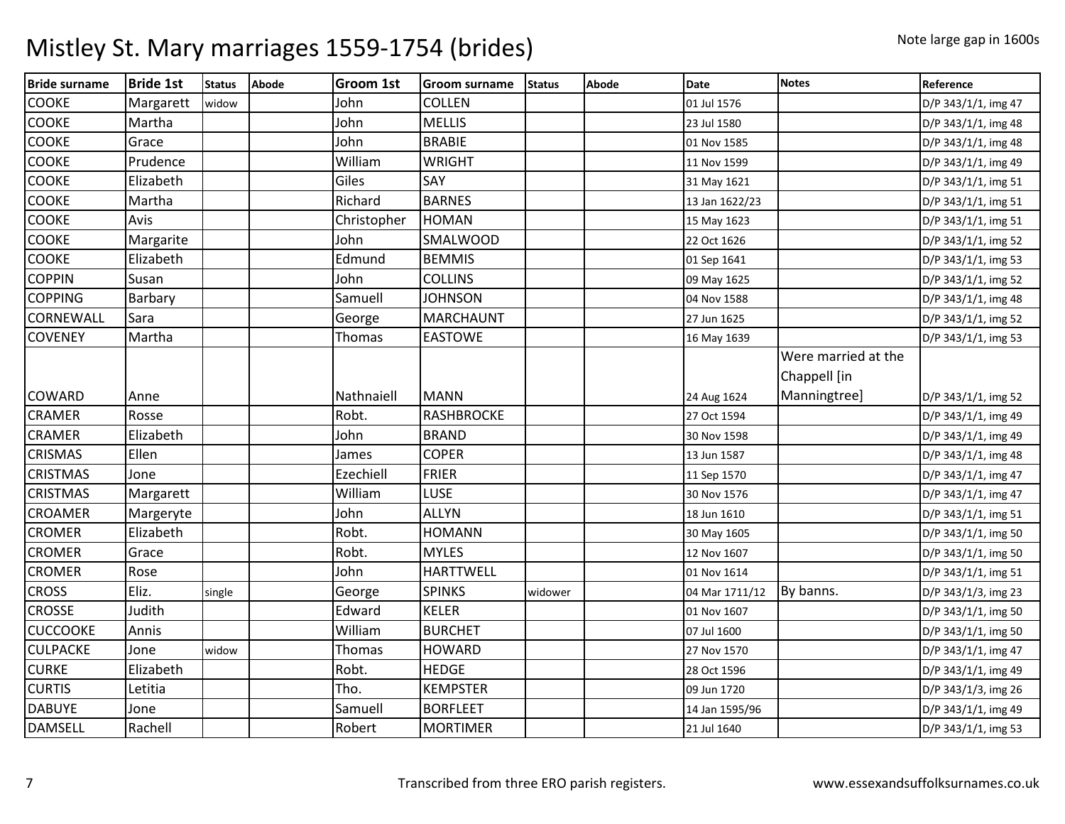# Mistley St. Mary marriages 1559-1754 (brides)

Note large gap in 1600s

| Bride surname | Bride 1st | Status | Abode | Groom 1st | Groom surname | Status | Abode | Date | Notes | Reference |
|---|---|---|---|---|---|---|---|---|---|---|
| COOKE | Margarett | widow | | John | COLLEN | | | 01 Jul 1576 | | D/P 343/1/1, img 47 |
| COOKE | Martha | | | John | MELLIS | | | 23 Jul 1580 | | D/P 343/1/1, img 48 |
| COOKE | Grace | | | John | BRABIE | | | 01 Nov 1585 | | D/P 343/1/1, img 48 |
| COOKE | Prudence | | | William | WRIGHT | | | 11 Nov 1599 | | D/P 343/1/1, img 49 |
| COOKE | Elizabeth | | | Giles | SAY | | | 31 May 1621 | | D/P 343/1/1, img 51 |
| COOKE | Martha | | | Richard | BARNES | | | 13 Jan 1622/23 | | D/P 343/1/1, img 51 |
| COOKE | Avis | | | Christopher | HOMAN | | | 15 May 1623 | | D/P 343/1/1, img 51 |
| COOKE | Margarite | | | John | SMALWOOD | | | 22 Oct 1626 | | D/P 343/1/1, img 52 |
| COOKE | Elizabeth | | | Edmund | BEMMIS | | | 01 Sep 1641 | | D/P 343/1/1, img 53 |
| COPPIN | Susan | | | John | COLLINS | | | 09 May 1625 | | D/P 343/1/1, img 52 |
| COPPING | Barbary | | | Samuell | JOHNSON | | | 04 Nov 1588 | | D/P 343/1/1, img 48 |
| CORNEWALL | Sara | | | George | MARCHAUNT | | | 27 Jun 1625 | | D/P 343/1/1, img 52 |
| COVENEY | Martha | | | Thomas | EASTOWE | | | 16 May 1639 | | D/P 343/1/1, img 53 |
| COWARD | Anne | | | Nathnaiell | MANN | | | 24 Aug 1624 | Were married at the Chappell [in Manningtree] | D/P 343/1/1, img 52 |
| CRAMER | Rosse | | | Robt. | RASHBROCKE | | | 27 Oct 1594 | | D/P 343/1/1, img 49 |
| CRAMER | Elizabeth | | | John | BRAND | | | 30 Nov 1598 | | D/P 343/1/1, img 49 |
| CRISMAS | Ellen | | | James | COPER | | | 13 Jun 1587 | | D/P 343/1/1, img 48 |
| CRISTMAS | Jone | | | Ezechiell | FRIER | | | 11 Sep 1570 | | D/P 343/1/1, img 47 |
| CRISTMAS | Margarett | | | William | LUSE | | | 30 Nov 1576 | | D/P 343/1/1, img 47 |
| CROAMER | Margeryte | | | John | ALLYN | | | 18 Jun 1610 | | D/P 343/1/1, img 51 |
| CROMER | Elizabeth | | | Robt. | HOMANN | | | 30 May 1605 | | D/P 343/1/1, img 50 |
| CROMER | Grace | | | Robt. | MYLES | | | 12 Nov 1607 | | D/P 343/1/1, img 50 |
| CROMER | Rose | | | John | HARTTWELL | | | 01 Nov 1614 | | D/P 343/1/1, img 51 |
| CROSS | Eliz. | single | | George | SPINKS | widower | | 04 Mar 1711/12 | By banns. | D/P 343/1/3, img 23 |
| CROSSE | Judith | | | Edward | KELER | | | 01 Nov 1607 | | D/P 343/1/1, img 50 |
| CUCCOOKE | Annis | | | William | BURCHET | | | 07 Jul 1600 | | D/P 343/1/1, img 50 |
| CULPACKE | Jone | widow | | Thomas | HOWARD | | | 27 Nov 1570 | | D/P 343/1/1, img 47 |
| CURKE | Elizabeth | | | Robt. | HEDGE | | | 28 Oct 1596 | | D/P 343/1/1, img 49 |
| CURTIS | Letitia | | | Tho. | KEMPSTER | | | 09 Jun 1720 | | D/P 343/1/3, img 26 |
| DABUYE | Jone | | | Samuell | BORFLEET | | | 14 Jan 1595/96 | | D/P 343/1/1, img 49 |
| DAMSELL | Rachell | | | Robert | MORTIMER | | | 21 Jul 1640 | | D/P 343/1/1, img 53 |

Transcribed from three ERO parish registers.

www.essexandsuffolksurnames.co.uk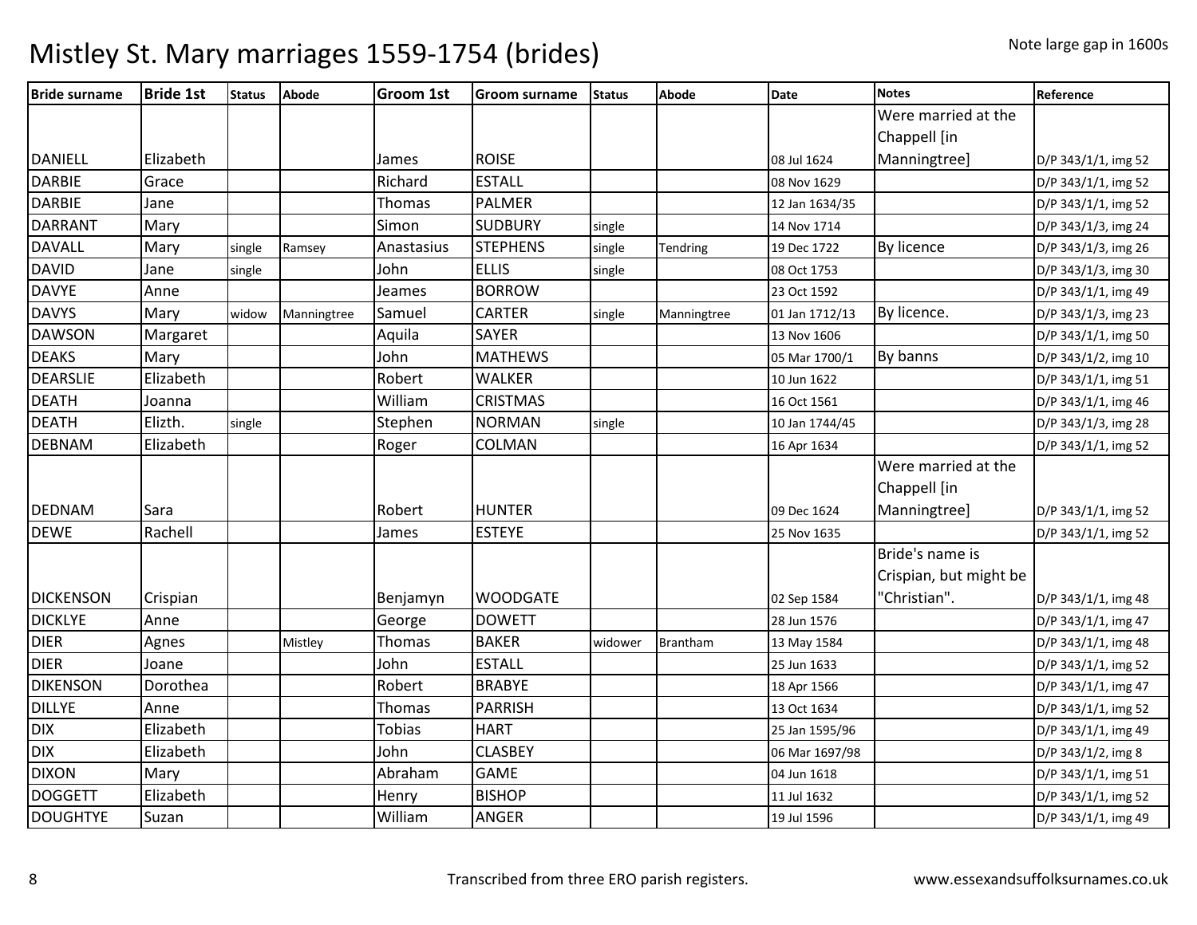# Mistley St. Mary marriages 1559-1754 (brides)

Note large gap in 1600s

| Bride surname | Bride 1st | Status | Abode | Groom 1st | Groom surname | Status | Abode | Date | Notes | Reference |
|---|---|---|---|---|---|---|---|---|---|---|
| DANIELL | Elizabeth | | | James | ROISE | | | 08 Jul 1624 | Were married at the Chappell [in Manningtree] | D/P 343/1/1, img 52 |
| DARBIE | Grace | | | Richard | ESTALL | | | 08 Nov 1629 | | D/P 343/1/1, img 52 |
| DARBIE | Jane | | | Thomas | PALMER | | | 12 Jan 1634/35 | | D/P 343/1/1, img 52 |
| DARRANT | Mary | | | Simon | SUDBURY | single | | 14 Nov 1714 | | D/P 343/1/3, img 24 |
| DAVALL | Mary | single | Ramsey | Anastasius | STEPHENS | single | Tendring | 19 Dec 1722 | By licence | D/P 343/1/3, img 26 |
| DAVID | Jane | single | | John | ELLIS | single | | 08 Oct 1753 | | D/P 343/1/3, img 30 |
| DAVYE | Anne | | | Jeames | BORROW | | | 23 Oct 1592 | | D/P 343/1/1, img 49 |
| DAVYS | Mary | widow | Manningtree | Samuel | CARTER | single | Manningtree | 01 Jan 1712/13 | By licence. | D/P 343/1/3, img 23 |
| DAWSON | Margaret | | | Aquila | SAYER | | | 13 Nov 1606 | | D/P 343/1/1, img 50 |
| DEAKS | Mary | | | John | MATHEWS | | | 05 Mar 1700/1 | By banns | D/P 343/1/2, img 10 |
| DEARSLIE | Elizabeth | | | Robert | WALKER | | | 10 Jun 1622 | | D/P 343/1/1, img 51 |
| DEATH | Joanna | | | William | CRISTMAS | | | 16 Oct 1561 | | D/P 343/1/1, img 46 |
| DEATH | Elizth. | single | | Stephen | NORMAN | single | | 10 Jan 1744/45 | | D/P 343/1/3, img 28 |
| DEBNAM | Elizabeth | | | Roger | COLMAN | | | 16 Apr 1634 | | D/P 343/1/1, img 52 |
| DEDNAM | Sara | | | Robert | HUNTER | | | 09 Dec 1624 | Were married at the Chappell [in Manningtree] | D/P 343/1/1, img 52 |
| DEWE | Rachell | | | James | ESTEYE | | | 25 Nov 1635 | | D/P 343/1/1, img 52 |
| DICKENSON | Crispian | | | Benjamyn | WOODGATE | | | 02 Sep 1584 | Bride's name is Crispian, but might be "Christian". | D/P 343/1/1, img 48 |
| DICKLYE | Anne | | | George | DOWETT | | | 28 Jun 1576 | | D/P 343/1/1, img 47 |
| DIER | Agnes | | Mistley | Thomas | BAKER | widower | Brantham | 13 May 1584 | | D/P 343/1/1, img 48 |
| DIER | Joane | | | John | ESTALL | | | 25 Jun 1633 | | D/P 343/1/1, img 52 |
| DIKENSON | Dorothea | | | Robert | BRABYE | | | 18 Apr 1566 | | D/P 343/1/1, img 47 |
| DILLYE | Anne | | | Thomas | PARRISH | | | 13 Oct 1634 | | D/P 343/1/1, img 52 |
| DIX | Elizabeth | | | Tobias | HART | | | 25 Jan 1595/96 | | D/P 343/1/1, img 49 |
| DIX | Elizabeth | | | John | CLASBEY | | | 06 Mar 1697/98 | | D/P 343/1/2, img 8 |
| DIXON | Mary | | | Abraham | GAME | | | 04 Jun 1618 | | D/P 343/1/1, img 51 |
| DOGGETT | Elizabeth | | | Henry | BISHOP | | | 11 Jul 1632 | | D/P 343/1/1, img 52 |
| DOUGHTYE | Suzan | | | William | ANGER | | | 19 Jul 1596 | | D/P 343/1/1, img 49 |

Transcribed from three ERO parish registers. www.essexandsuffolksurnames.co.uk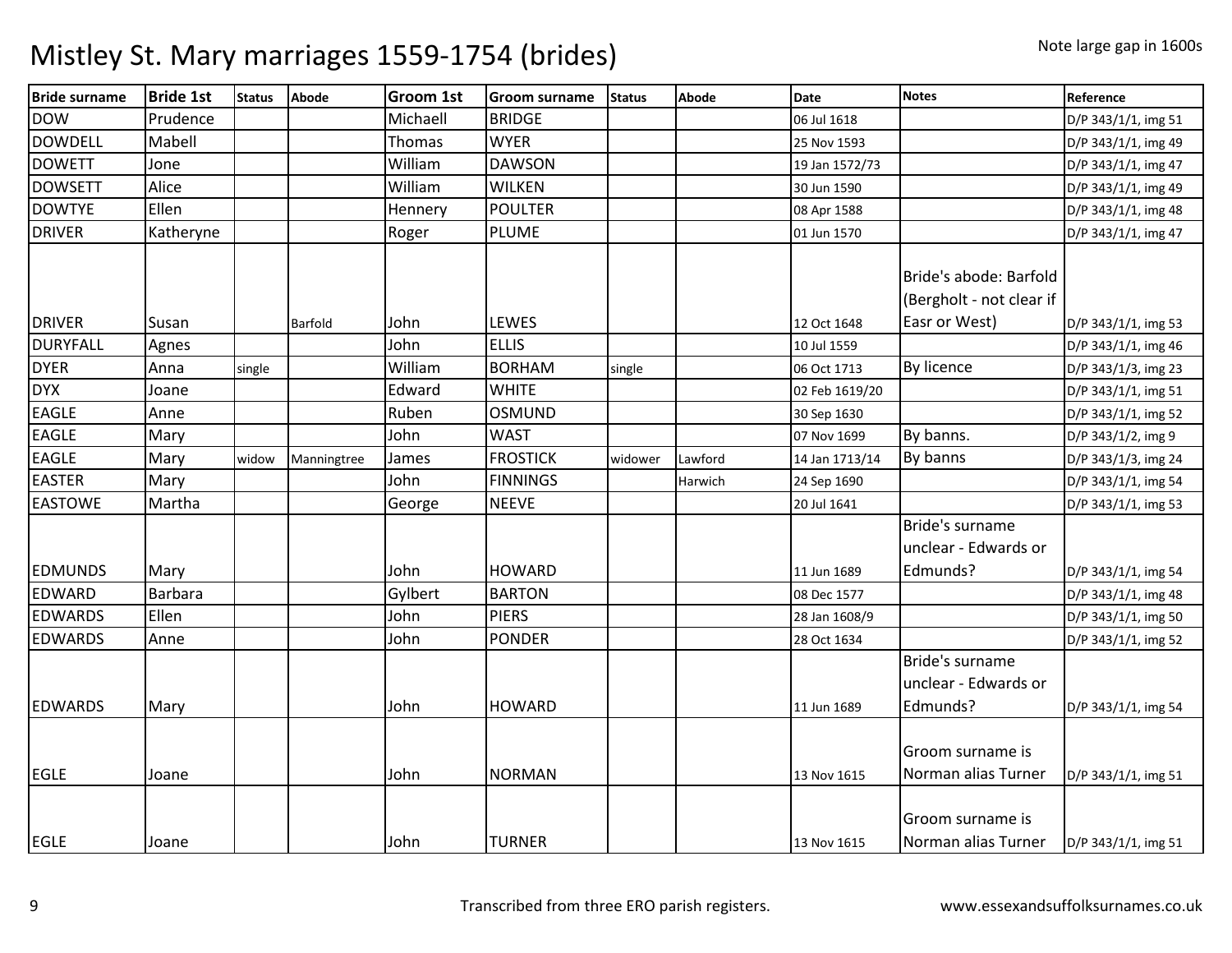# Mistley St. Mary marriages 1559-1754 (brides)

Note large gap in 1600s

| Bride surname | Bride 1st | Status | Abode | Groom 1st | Groom surname | Status | Abode | Date | Notes | Reference |
|---|---|---|---|---|---|---|---|---|---|---|
| DOW | Prudence | | | Michaell | BRIDGE | | | 06 Jul 1618 | | D/P 343/1/1, img 51 |
| DOWDELL | Mabell | | | Thomas | WYER | | | 25 Nov 1593 | | D/P 343/1/1, img 49 |
| DOWETT | Jone | | | William | DAWSON | | | 19 Jan 1572/73 | | D/P 343/1/1, img 47 |
| DOWSETT | Alice | | | William | WILKEN | | | 30 Jun 1590 | | D/P 343/1/1, img 49 |
| DOWTYE | Ellen | | | Hennery | POULTER | | | 08 Apr 1588 | | D/P 343/1/1, img 48 |
| DRIVER | Katheryne | | | Roger | PLUME | | | 01 Jun 1570 | | D/P 343/1/1, img 47 |
| DRIVER | Susan | | Barfold | John | LEWES | | | 12 Oct 1648 | Bride's abode: Barfold (Bergholt - not clear if Easr or West) | D/P 343/1/1, img 53 |
| DURYFALL | Agnes | | | John | ELLIS | | | 10 Jul 1559 | | D/P 343/1/1, img 46 |
| DYER | Anna | single | | William | BORHAM | single | | 06 Oct 1713 | By licence | D/P 343/1/3, img 23 |
| DYX | Joane | | | Edward | WHITE | | | 02 Feb 1619/20 | | D/P 343/1/1, img 51 |
| EAGLE | Anne | | | Ruben | OSMUND | | | 30 Sep 1630 | | D/P 343/1/1, img 52 |
| EAGLE | Mary | | | John | WAST | | | 07 Nov 1699 | By banns. | D/P 343/1/2, img 9 |
| EAGLE | Mary | widow | Manningtree | James | FROSTICK | widower | Lawford | 14 Jan 1713/14 | By banns | D/P 343/1/3, img 24 |
| EASTER | Mary | | | John | FINNINGS | | Harwich | 24 Sep 1690 | | D/P 343/1/1, img 54 |
| EASTOWE | Martha | | | George | NEEVE | | | 20 Jul 1641 | | D/P 343/1/1, img 53 |
| EDMUNDS | Mary | | | John | HOWARD | | | 11 Jun 1689 | Bride's surname unclear - Edwards or Edmunds? | D/P 343/1/1, img 54 |
| EDWARD | Barbara | | | Gylbert | BARTON | | | 08 Dec 1577 | | D/P 343/1/1, img 48 |
| EDWARDS | Ellen | | | John | PIERS | | | 28 Jan 1608/9 | | D/P 343/1/1, img 50 |
| EDWARDS | Anne | | | John | PONDER | | | 28 Oct 1634 | | D/P 343/1/1, img 52 |
| EDWARDS | Mary | | | John | HOWARD | | | 11 Jun 1689 | Bride's surname unclear - Edwards or Edmunds? | D/P 343/1/1, img 54 |
| EGLE | Joane | | | John | NORMAN | | | 13 Nov 1615 | Groom surname is Norman alias Turner | D/P 343/1/1, img 51 |
| EGLE | Joane | | | John | TURNER | | | 13 Nov 1615 | Groom surname is Norman alias Turner | D/P 343/1/1, img 51 |

Transcribed from three ERO parish registers. www.essexandsuffolksurnames.co.uk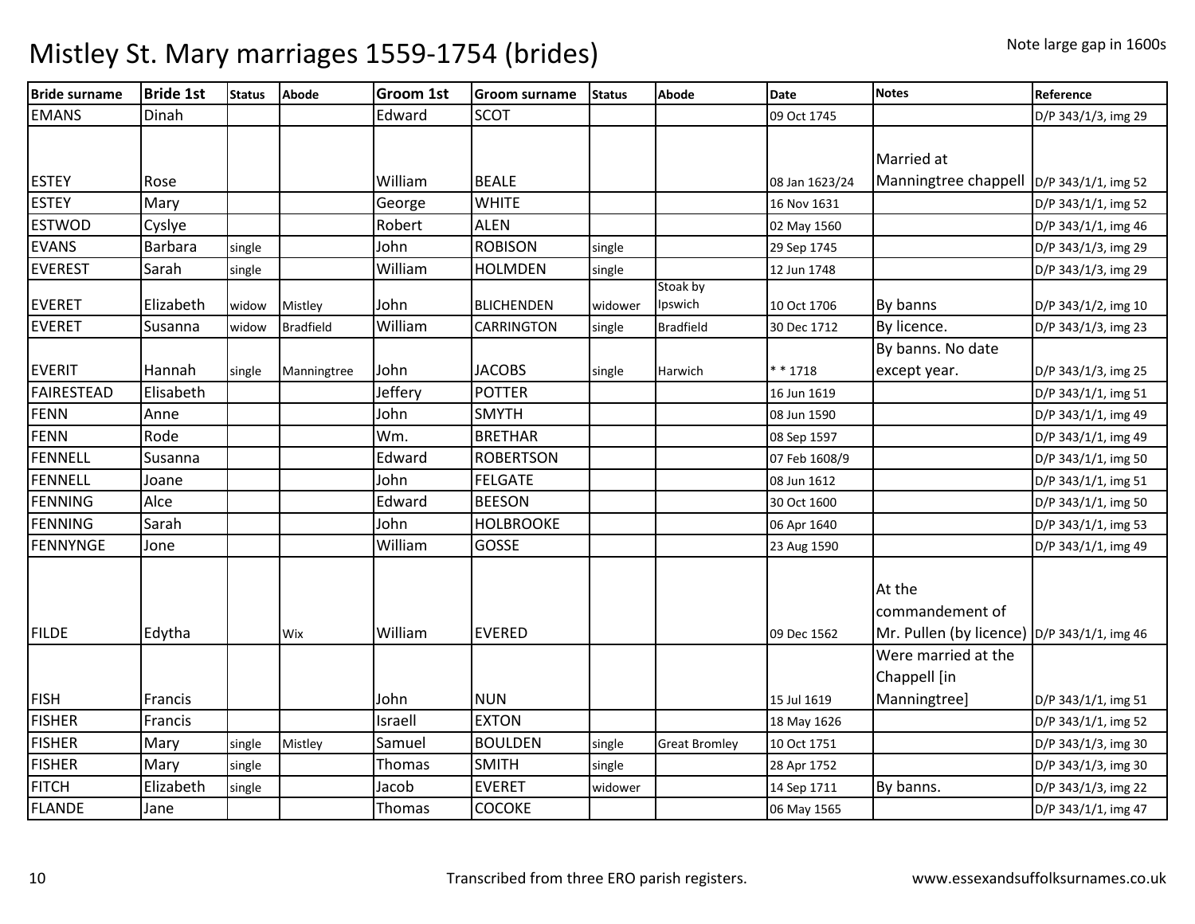# Mistley St. Mary marriages 1559-1754 (brides)

Note large gap in 1600s

| Bride surname | Bride 1st | Status | Abode | Groom 1st | Groom surname | Status | Abode | Date | Notes | Reference |
|---|---|---|---|---|---|---|---|---|---|---|
| EMANS | Dinah | | | Edward | SCOT | | | 09 Oct 1745 | | D/P 343/1/3, img 29 |
| ESTEY | Rose | | | William | BEALE | | | 08 Jan 1623/24 | Married at Manningtree chappell | D/P 343/1/1, img 52 |
| ESTEY | Mary | | | George | WHITE | | | 16 Nov 1631 | | D/P 343/1/1, img 52 |
| ESTWOD | Cyslye | | | Robert | ALEN | | | 02 May 1560 | | D/P 343/1/1, img 46 |
| EVANS | Barbara | single | | John | ROBISON | single | | 29 Sep 1745 | | D/P 343/1/3, img 29 |
| EVEREST | Sarah | single | | William | HOLMDEN | single | | 12 Jun 1748 | | D/P 343/1/3, img 29 |
| EVERET | Elizabeth | widow | Mistley | John | BLICHENDEN | widower | Stoak by Ipswich | 10 Oct 1706 | By banns | D/P 343/1/2, img 10 |
| EVERET | Susanna | widow | Bradfield | William | CARRINGTON | single | Bradfield | 30 Dec 1712 | By licence. | D/P 343/1/3, img 23 |
| EVERIT | Hannah | single | Manningtree | John | JACOBS | single | Harwich | * * 1718 | By banns. No date except year. | D/P 343/1/3, img 25 |
| FAIRESTEAD | Elisabeth | | | Jeffery | POTTER | | | 16 Jun 1619 | | D/P 343/1/1, img 51 |
| FENN | Anne | | | John | SMYTH | | | 08 Jun 1590 | | D/P 343/1/1, img 49 |
| FENN | Rode | | | Wm. | BRETHAR | | | 08 Sep 1597 | | D/P 343/1/1, img 49 |
| FENNELL | Susanna | | | Edward | ROBERTSON | | | 07 Feb 1608/9 | | D/P 343/1/1, img 50 |
| FENNELL | Joane | | | John | FELGATE | | | 08 Jun 1612 | | D/P 343/1/1, img 51 |
| FENNING | Alce | | | Edward | BEESON | | | 30 Oct 1600 | | D/P 343/1/1, img 50 |
| FENNING | Sarah | | | John | HOLBROOKE | | | 06 Apr 1640 | | D/P 343/1/1, img 53 |
| FENNYNGE | Jone | | | William | GOSSE | | | 23 Aug 1590 | | D/P 343/1/1, img 49 |
| FILDE | Edytha | | Wix | William | EVERED | | | 09 Dec 1562 | At the commandement of Mr. Pullen (by licence) | D/P 343/1/1, img 46 |
| FISH | Francis | | | John | NUN | | | 15 Jul 1619 | Were married at the Chappell [in Manningtree] | D/P 343/1/1, img 51 |
| FISHER | Francis | | | Israell | EXTON | | | 18 May 1626 | | D/P 343/1/1, img 52 |
| FISHER | Mary | single | Mistley | Samuel | BOULDEN | single | Great Bromley | 10 Oct 1751 | | D/P 343/1/3, img 30 |
| FISHER | Mary | single | | Thomas | SMITH | single | | 28 Apr 1752 | | D/P 343/1/3, img 30 |
| FITCH | Elizabeth | single | | Jacob | EVERET | widower | | 14 Sep 1711 | By banns. | D/P 343/1/3, img 22 |
| FLANDE | Jane | | | Thomas | COCOKE | | | 06 May 1565 | | D/P 343/1/1, img 47 |

Transcribed from three ERO parish registers.

www.essexandsuffolksurnames.co.uk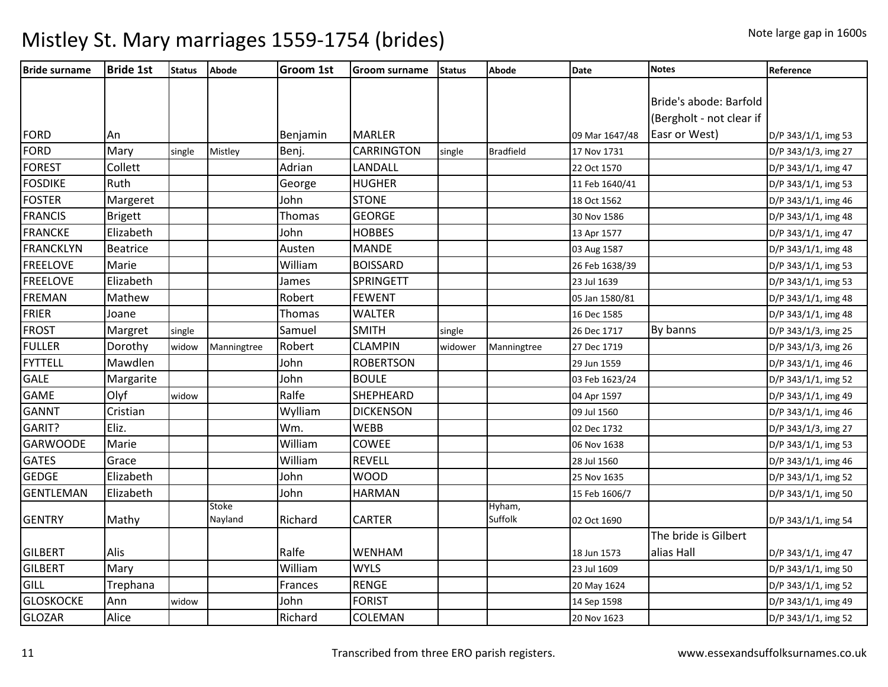# Mistley St. Mary marriages 1559-1754 (brides)

Note large gap in 1600s

| Bride surname | Bride 1st | Status | Abode | Groom 1st | Groom surname | Status | Abode | Date | Notes | Reference |
|---|---|---|---|---|---|---|---|---|---|---|
| FORD | An | | | Benjamin | MARLER | | | 09 Mar 1647/48 | Bride's abode: Barfold (Bergholt - not clear if Easr or West) | D/P 343/1/1, img 53 |
| FORD | Mary | single | Mistley | Benj. | CARRINGTON | single | Bradfield | 17 Nov 1731 | | D/P 343/1/3, img 27 |
| FOREST | Collett | | | Adrian | LANDALL | | | 22 Oct 1570 | | D/P 343/1/1, img 47 |
| FOSDIKE | Ruth | | | George | HUGHER | | | 11 Feb 1640/41 | | D/P 343/1/1, img 53 |
| FOSTER | Margeret | | | John | STONE | | | 18 Oct 1562 | | D/P 343/1/1, img 46 |
| FRANCIS | Brigett | | | Thomas | GEORGE | | | 30 Nov 1586 | | D/P 343/1/1, img 48 |
| FRANCKE | Elizabeth | | | John | HOBBES | | | 13 Apr 1577 | | D/P 343/1/1, img 47 |
| FRANCKLYN | Beatrice | | | Austen | MANDE | | | 03 Aug 1587 | | D/P 343/1/1, img 48 |
| FREELOVE | Marie | | | William | BOISSARD | | | 26 Feb 1638/39 | | D/P 343/1/1, img 53 |
| FREELOVE | Elizabeth | | | James | SPRINGETT | | | 23 Jul 1639 | | D/P 343/1/1, img 53 |
| FREMAN | Mathew | | | Robert | FEWENT | | | 05 Jan 1580/81 | | D/P 343/1/1, img 48 |
| FRIER | Joane | | | Thomas | WALTER | | | 16 Dec 1585 | | D/P 343/1/1, img 48 |
| FROST | Margret | single | | Samuel | SMITH | single | | 26 Dec 1717 | By banns | D/P 343/1/3, img 25 |
| FULLER | Dorothy | widow | Manningtree | Robert | CLAMPIN | widower | Manningtree | 27 Dec 1719 | | D/P 343/1/3, img 26 |
| FYTTELL | Mawdlen | | | John | ROBERTSON | | | 29 Jun 1559 | | D/P 343/1/1, img 46 |
| GALE | Margarite | | | John | BOULE | | | 03 Feb 1623/24 | | D/P 343/1/1, img 52 |
| GAME | Olyf | widow | | Ralfe | SHEPHEARD | | | 04 Apr 1597 | | D/P 343/1/1, img 49 |
| GANNT | Cristian | | | Wylliam | DICKENSON | | | 09 Jul 1560 | | D/P 343/1/1, img 46 |
| GARIT? | Eliz. | | | Wm. | WEBB | | | 02 Dec 1732 | | D/P 343/1/3, img 27 |
| GARWOODE | Marie | | | William | COWEE | | | 06 Nov 1638 | | D/P 343/1/1, img 53 |
| GATES | Grace | | | William | REVELL | | | 28 Jul 1560 | | D/P 343/1/1, img 46 |
| GEDGE | Elizabeth | | | John | WOOD | | | 25 Nov 1635 | | D/P 343/1/1, img 52 |
| GENTLEMAN | Elizabeth | | | John | HARMAN | | | 15 Feb 1606/7 | | D/P 343/1/1, img 50 |
| GENTRY | Mathy | | Stoke Nayland | Richard | CARTER | | Hyham, Suffolk | 02 Oct 1690 | | D/P 343/1/1, img 54 |
| GILBERT | Alis | | | Ralfe | WENHAM | | | 18 Jun 1573 | The bride is Gilbert alias Hall | D/P 343/1/1, img 47 |
| GILBERT | Mary | | | William | WYLS | | | 23 Jul 1609 | | D/P 343/1/1, img 50 |
| GILL | Trephana | | | Frances | RENGE | | | 20 May 1624 | | D/P 343/1/1, img 52 |
| GLOSKOCKE | Ann | widow | | John | FORIST | | | 14 Sep 1598 | | D/P 343/1/1, img 49 |
| GLOZAR | Alice | | | Richard | COLEMAN | | | 20 Nov 1623 | | D/P 343/1/1, img 52 |

Transcribed from three ERO parish registers.

www.essexandsuffolksurnames.co.uk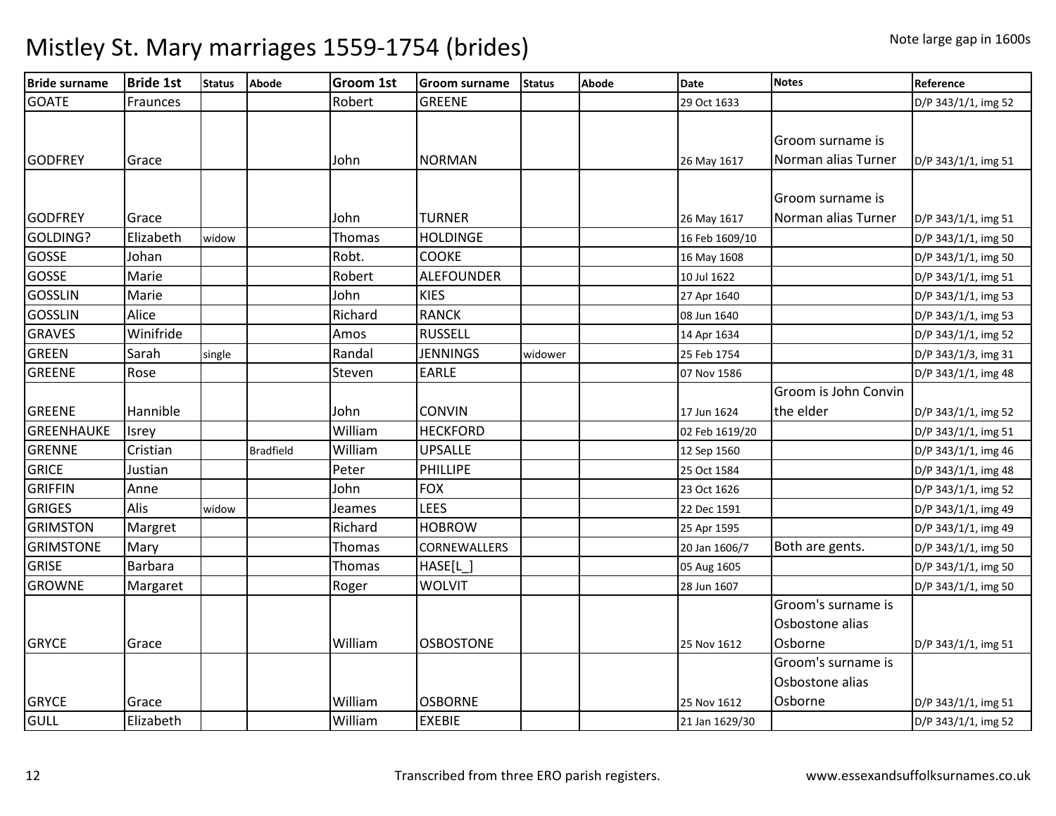# Mistley St. Mary marriages 1559-1754 (brides)

Note large gap in 1600s

| Bride surname | Bride 1st | Status | Abode | Groom 1st | Groom surname | Status | Abode | Date | Notes | Reference |
|---|---|---|---|---|---|---|---|---|---|---|
| GOATE | Fraunces | | | Robert | GREENE | | | 29 Oct 1633 | | D/P 343/1/1, img 52 |
| GODFREY | Grace | | | John | NORMAN | | | 26 May 1617 | Groom surname is Norman alias Turner | D/P 343/1/1, img 51 |
| GODFREY | Grace | | | John | TURNER | | | 26 May 1617 | Groom surname is Norman alias Turner | D/P 343/1/1, img 51 |
| GOLDING? | Elizabeth | widow | | Thomas | HOLDINGE | | | 16 Feb 1609/10 | | D/P 343/1/1, img 50 |
| GOSSE | Johan | | | Robt. | COOKE | | | 16 May 1608 | | D/P 343/1/1, img 50 |
| GOSSE | Marie | | | Robert | ALEFOUNDER | | | 10 Jul 1622 | | D/P 343/1/1, img 51 |
| GOSSLIN | Marie | | | John | KIES | | | 27 Apr 1640 | | D/P 343/1/1, img 53 |
| GOSSLIN | Alice | | | Richard | RANCK | | | 08 Jun 1640 | | D/P 343/1/1, img 53 |
| GRAVES | Winifride | | | Amos | RUSSELL | | | 14 Apr 1634 | | D/P 343/1/1, img 52 |
| GREEN | Sarah | single | | Randal | JENNINGS | widower | | 25 Feb 1754 | | D/P 343/1/3, img 31 |
| GREENE | Rose | | | Steven | EARLE | | | 07 Nov 1586 | | D/P 343/1/1, img 48 |
| GREENE | Hannible | | | John | CONVIN | | | 17 Jun 1624 | Groom is John Convin the elder | D/P 343/1/1, img 52 |
| GREENHAUKE | Isrey | | | William | HECKFORD | | | 02 Feb 1619/20 | | D/P 343/1/1, img 51 |
| GRENNE | Cristian | | Bradfield | William | UPSALLE | | | 12 Sep 1560 | | D/P 343/1/1, img 46 |
| GRICE | Justian | | | Peter | PHILLIPE | | | 25 Oct 1584 | | D/P 343/1/1, img 48 |
| GRIFFIN | Anne | | | John | FOX | | | 23 Oct 1626 | | D/P 343/1/1, img 52 |
| GRIGES | Alis | widow | | Jeames | LEES | | | 22 Dec 1591 | | D/P 343/1/1, img 49 |
| GRIMSTON | Margret | | | Richard | HOBROW | | | 25 Apr 1595 | | D/P 343/1/1, img 49 |
| GRIMSTONE | Mary | | | Thomas | CORNEWALLERS | | | 20 Jan 1606/7 | Both are gents. | D/P 343/1/1, img 50 |
| GRISE | Barbara | | | Thomas | HASE[L_] | | | 05 Aug 1605 | | D/P 343/1/1, img 50 |
| GROWNE | Margaret | | | Roger | WOLVIT | | | 28 Jun 1607 | | D/P 343/1/1, img 50 |
| GRYCE | Grace | | | William | OSBOSTONE | | | 25 Nov 1612 | Groom's surname is Osbostone alias Osborne | D/P 343/1/1, img 51 |
| GRYCE | Grace | | | William | OSBORNE | | | 25 Nov 1612 | Groom's surname is Osbostone alias Osborne | D/P 343/1/1, img 51 |
| GULL | Elizabeth | | | William | EXEBIE | | | 21 Jan 1629/30 | | D/P 343/1/1, img 52 |

Transcribed from three ERO parish registers.

www.essexandsuffolksurnames.co.uk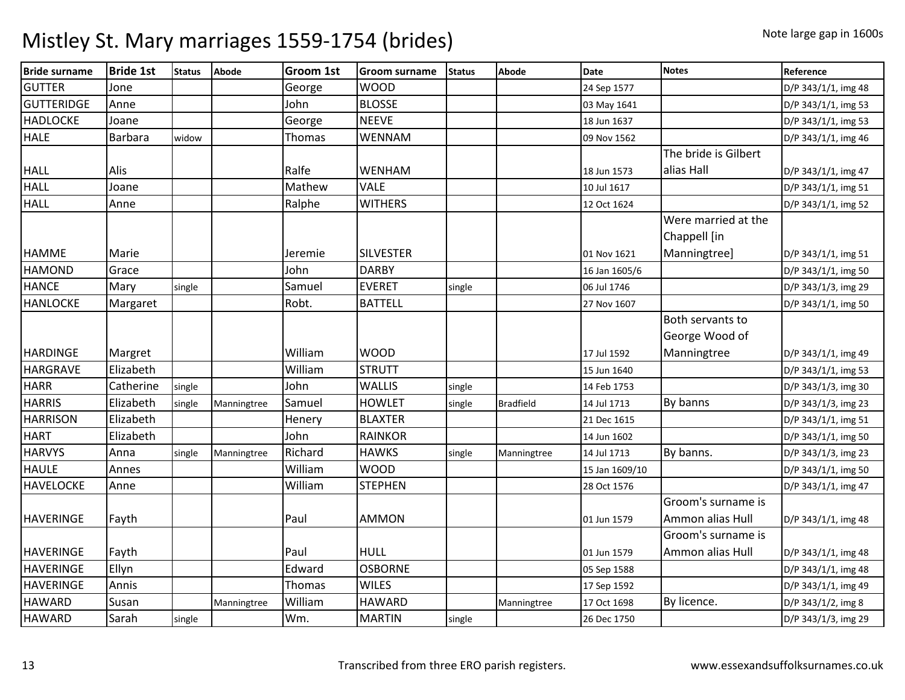# Mistley St. Mary marriages 1559-1754 (brides)

Note large gap in 1600s

| Bride surname | Bride 1st | Status | Abode | Groom 1st | Groom surname | Status | Abode | Date | Notes | Reference |
|---|---|---|---|---|---|---|---|---|---|---|
| GUTTER | Jone | | | George | WOOD | | | 24 Sep 1577 | | D/P 343/1/1, img 48 |
| GUTTERIDGE | Anne | | | John | BLOSSE | | | 03 May 1641 | | D/P 343/1/1, img 53 |
| HADLOCKE | Joane | | | George | NEEVE | | | 18 Jun 1637 | | D/P 343/1/1, img 53 |
| HALE | Barbara | widow | | Thomas | WENNAM | | | 09 Nov 1562 | | D/P 343/1/1, img 46 |
| HALL | Alis | | | Ralfe | WENHAM | | | 18 Jun 1573 | The bride is Gilbert alias Hall | D/P 343/1/1, img 47 |
| HALL | Joane | | | Mathew | VALE | | | 10 Jul 1617 | | D/P 343/1/1, img 51 |
| HALL | Anne | | | Ralphe | WITHERS | | | 12 Oct 1624 | | D/P 343/1/1, img 52 |
| HAMME | Marie | | | Jeremie | SILVESTER | | | 01 Nov 1621 | Were married at the Chappell [in Manningtree] | D/P 343/1/1, img 51 |
| HAMOND | Grace | | | John | DARBY | | | 16 Jan 1605/6 | | D/P 343/1/1, img 50 |
| HANCE | Mary | single | | Samuel | EVERET | single | | 06 Jul 1746 | | D/P 343/1/3, img 29 |
| HANLOCKE | Margaret | | | Robt. | BATTELL | | | 27 Nov 1607 | | D/P 343/1/1, img 50 |
| HARDINGE | Margret | | | William | WOOD | | | 17 Jul 1592 | Both servants to George Wood of Manningtree | D/P 343/1/1, img 49 |
| HARGRAVE | Elizabeth | | | William | STRUTT | | | 15 Jun 1640 | | D/P 343/1/1, img 53 |
| HARR | Catherine | single | | John | WALLIS | single | | 14 Feb 1753 | | D/P 343/1/3, img 30 |
| HARRIS | Elizabeth | single | Manningtree | Samuel | HOWLET | single | Bradfield | 14 Jul 1713 | By banns | D/P 343/1/3, img 23 |
| HARRISON | Elizabeth | | | Henery | BLAXTER | | | 21 Dec 1615 | | D/P 343/1/1, img 51 |
| HART | Elizabeth | | | John | RAINKOR | | | 14 Jun 1602 | | D/P 343/1/1, img 50 |
| HARVYS | Anna | single | Manningtree | Richard | HAWKS | single | Manningtree | 14 Jul 1713 | By banns. | D/P 343/1/3, img 23 |
| HAULE | Annes | | | William | WOOD | | | 15 Jan 1609/10 | | D/P 343/1/1, img 50 |
| HAVELOCKE | Anne | | | William | STEPHEN | | | 28 Oct 1576 | | D/P 343/1/1, img 47 |
| HAVERINGE | Fayth | | | Paul | AMMON | | | 01 Jun 1579 | Groom's surname is Ammon alias Hull | D/P 343/1/1, img 48 |
| HAVERINGE | Fayth | | | Paul | HULL | | | 01 Jun 1579 | Groom's surname is Ammon alias Hull | D/P 343/1/1, img 48 |
| HAVERINGE | Ellyn | | | Edward | OSBORNE | | | 05 Sep 1588 | | D/P 343/1/1, img 48 |
| HAVERINGE | Annis | | | Thomas | WILES | | | 17 Sep 1592 | | D/P 343/1/1, img 49 |
| HAWARD | Susan | | Manningtree | William | HAWARD | | Manningtree | 17 Oct 1698 | By licence. | D/P 343/1/2, img 8 |
| HAWARD | Sarah | single | | Wm. | MARTIN | single | | 26 Dec 1750 | | D/P 343/1/3, img 29 |

Transcribed from three ERO parish registers.

www.essexandsuffolksurnames.co.uk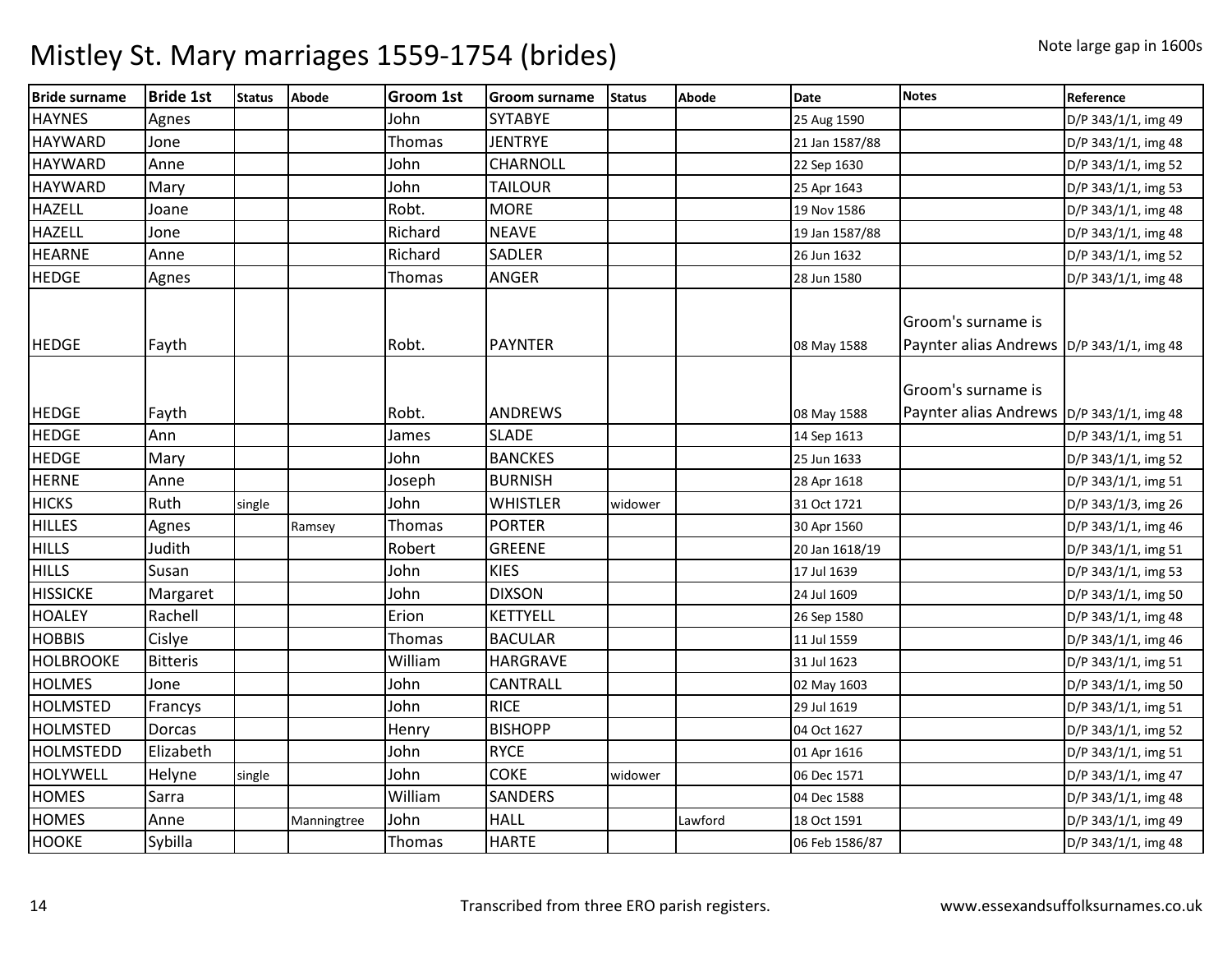# Mistley St. Mary marriages 1559-1754 (brides)

Note large gap in 1600s

| Bride surname | Bride 1st | Status | Abode | Groom 1st | Groom surname | Status | Abode | Date | Notes | Reference |
|---|---|---|---|---|---|---|---|---|---|---|
| HAYNES | Agnes | | | John | SYTABYE | | | 25 Aug 1590 | | D/P 343/1/1, img 49 |
| HAYWARD | Jone | | | Thomas | JENTRYE | | | 21 Jan 1587/88 | | D/P 343/1/1, img 48 |
| HAYWARD | Anne | | | John | CHARNOLL | | | 22 Sep 1630 | | D/P 343/1/1, img 52 |
| HAYWARD | Mary | | | John | TAILOUR | | | 25 Apr 1643 | | D/P 343/1/1, img 53 |
| HAZELL | Joane | | | Robt. | MORE | | | 19 Nov 1586 | | D/P 343/1/1, img 48 |
| HAZELL | Jone | | | Richard | NEAVE | | | 19 Jan 1587/88 | | D/P 343/1/1, img 48 |
| HEARNE | Anne | | | Richard | SADLER | | | 26 Jun 1632 | | D/P 343/1/1, img 52 |
| HEDGE | Agnes | | | Thomas | ANGER | | | 28 Jun 1580 | | D/P 343/1/1, img 48 |
| HEDGE | Fayth | | | Robt. | PAYNTER | | | 08 May 1588 | Groom's surname is Paynter alias Andrews | D/P 343/1/1, img 48 |
| HEDGE | Fayth | | | Robt. | ANDREWS | | | 08 May 1588 | Groom's surname is Paynter alias Andrews | D/P 343/1/1, img 48 |
| HEDGE | Ann | | | James | SLADE | | | 14 Sep 1613 | | D/P 343/1/1, img 51 |
| HEDGE | Mary | | | John | BANCKES | | | 25 Jun 1633 | | D/P 343/1/1, img 52 |
| HERNE | Anne | | | Joseph | BURNISH | | | 28 Apr 1618 | | D/P 343/1/1, img 51 |
| HICKS | Ruth | single | | John | WHISTLER | widower | | 31 Oct 1721 | | D/P 343/1/3, img 26 |
| HILLES | Agnes | | Ramsey | Thomas | PORTER | | | 30 Apr 1560 | | D/P 343/1/1, img 46 |
| HILLS | Judith | | | Robert | GREENE | | | 20 Jan 1618/19 | | D/P 343/1/1, img 51 |
| HILLS | Susan | | | John | KIES | | | 17 Jul 1639 | | D/P 343/1/1, img 53 |
| HISSICKE | Margaret | | | John | DIXSON | | | 24 Jul 1609 | | D/P 343/1/1, img 50 |
| HOALEY | Rachell | | | Erion | KETTYELL | | | 26 Sep 1580 | | D/P 343/1/1, img 48 |
| HOBBIS | Cislye | | | Thomas | BACULAR | | | 11 Jul 1559 | | D/P 343/1/1, img 46 |
| HOLBROOKE | Bitteris | | | William | HARGRAVE | | | 31 Jul 1623 | | D/P 343/1/1, img 51 |
| HOLMES | Jone | | | John | CANTRALL | | | 02 May 1603 | | D/P 343/1/1, img 50 |
| HOLMSTED | Francys | | | John | RICE | | | 29 Jul 1619 | | D/P 343/1/1, img 51 |
| HOLMSTED | Dorcas | | | Henry | BISHOPP | | | 04 Oct 1627 | | D/P 343/1/1, img 52 |
| HOLMSTEDD | Elizabeth | | | John | RYCE | | | 01 Apr 1616 | | D/P 343/1/1, img 51 |
| HOLYWELL | Helyne | single | | John | COKE | widower | | 06 Dec 1571 | | D/P 343/1/1, img 47 |
| HOMES | Sarra | | | William | SANDERS | | | 04 Dec 1588 | | D/P 343/1/1, img 48 |
| HOMES | Anne | | Manningtree | John | HALL | | Lawford | 18 Oct 1591 | | D/P 343/1/1, img 49 |
| HOOKE | Sybilla | | | Thomas | HARTE | | | 06 Feb 1586/87 | | D/P 343/1/1, img 48 |

Transcribed from three ERO parish registers.

www.essexandsuffolksurnames.co.uk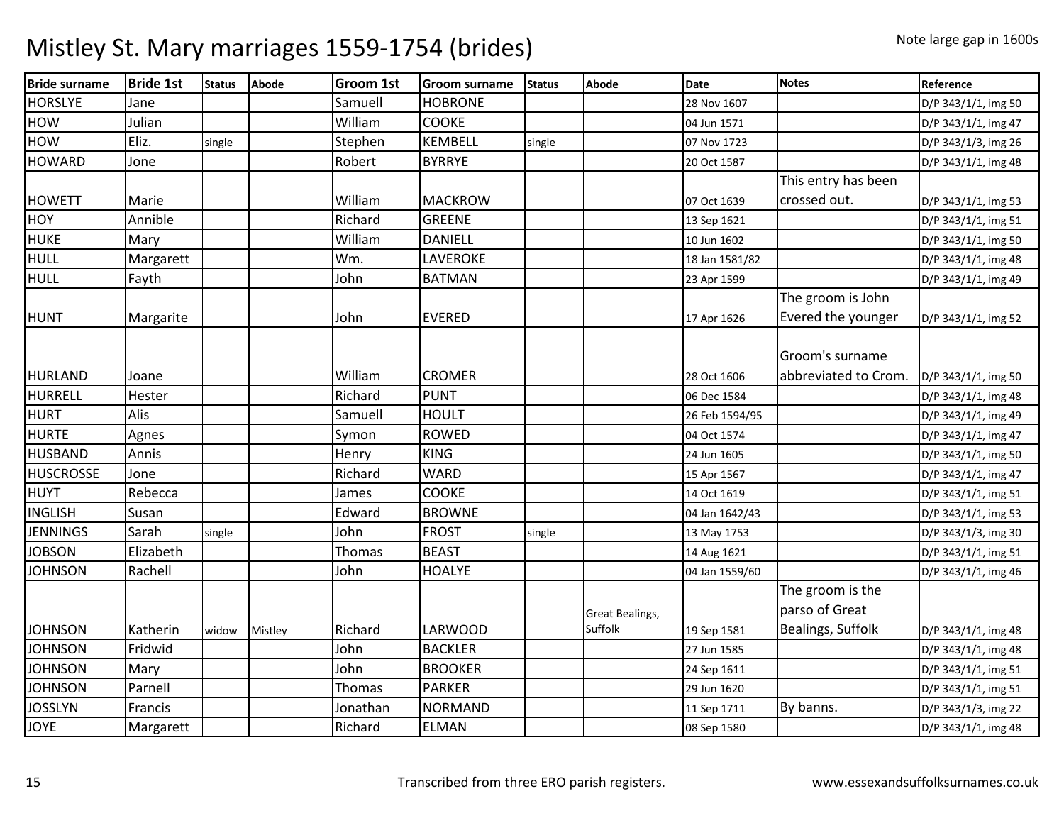# Mistley St. Mary marriages 1559-1754 (brides)

Note large gap in 1600s

| Bride surname | Bride 1st | Status | Abode | Groom 1st | Groom surname | Status | Abode | Date | Notes | Reference |
|---|---|---|---|---|---|---|---|---|---|---|
| HORSLYE | Jane | | | Samuell | HOBRONE | | | 28 Nov 1607 | | D/P 343/1/1, img 50 |
| HOW | Julian | | | William | COOKE | | | 04 Jun 1571 | | D/P 343/1/1, img 47 |
| HOW | Eliz. | single | | Stephen | KEMBELL | single | | 07 Nov 1723 | | D/P 343/1/3, img 26 |
| HOWARD | Jone | | | Robert | BYRRYE | | | 20 Oct 1587 | | D/P 343/1/1, img 48 |
| HOWETT | Marie | | | William | MACKROW | | | 07 Oct 1639 | This entry has been crossed out. | D/P 343/1/1, img 53 |
| HOY | Annible | | | Richard | GREENE | | | 13 Sep 1621 | | D/P 343/1/1, img 51 |
| HUKE | Mary | | | William | DANIELL | | | 10 Jun 1602 | | D/P 343/1/1, img 50 |
| HULL | Margarett | | | Wm. | LAVEROKE | | | 18 Jan 1581/82 | | D/P 343/1/1, img 48 |
| HULL | Fayth | | | John | BATMAN | | | 23 Apr 1599 | | D/P 343/1/1, img 49 |
| HUNT | Margarite | | | John | EVERED | | | 17 Apr 1626 | The groom is John Evered the younger | D/P 343/1/1, img 52 |
| HURLAND | Joane | | | William | CROMER | | | 28 Oct 1606 | Groom's surname abbreviated to Crom. | D/P 343/1/1, img 50 |
| HURRELL | Hester | | | Richard | PUNT | | | 06 Dec 1584 | | D/P 343/1/1, img 48 |
| HURT | Alis | | | Samuell | HOULT | | | 26 Feb 1594/95 | | D/P 343/1/1, img 49 |
| HURTE | Agnes | | | Symon | ROWED | | | 04 Oct 1574 | | D/P 343/1/1, img 47 |
| HUSBAND | Annis | | | Henry | KING | | | 24 Jun 1605 | | D/P 343/1/1, img 50 |
| HUSCROSSE | Jone | | | Richard | WARD | | | 15 Apr 1567 | | D/P 343/1/1, img 47 |
| HUYT | Rebecca | | | James | COOKE | | | 14 Oct 1619 | | D/P 343/1/1, img 51 |
| INGLISH | Susan | | | Edward | BROWNE | | | 04 Jan 1642/43 | | D/P 343/1/1, img 53 |
| JENNINGS | Sarah | single | | John | FROST | single | | 13 May 1753 | | D/P 343/1/3, img 30 |
| JOBSON | Elizabeth | | | Thomas | BEAST | | | 14 Aug 1621 | | D/P 343/1/1, img 51 |
| JOHNSON | Rachell | | | John | HOALYE | | | 04 Jan 1559/60 | | D/P 343/1/1, img 46 |
| JOHNSON | Katherin | widow | Mistley | Richard | LARWOOD | | Great Bealings, Suffolk | 19 Sep 1581 | The groom is the parso of Great Bealings, Suffolk | D/P 343/1/1, img 48 |
| JOHNSON | Fridwid | | | John | BACKLER | | | 27 Jun 1585 | | D/P 343/1/1, img 48 |
| JOHNSON | Mary | | | John | BROOKER | | | 24 Sep 1611 | | D/P 343/1/1, img 51 |
| JOHNSON | Parnell | | | Thomas | PARKER | | | 29 Jun 1620 | | D/P 343/1/1, img 51 |
| JOSSLYN | Francis | | | Jonathan | NORMAND | | | 11 Sep 1711 | By banns. | D/P 343/1/3, img 22 |
| JOYE | Margarett | | | Richard | ELMAN | | | 08 Sep 1580 | | D/P 343/1/1, img 48 |

Transcribed from three ERO parish registers. www.essexandsuffolksurnames.co.uk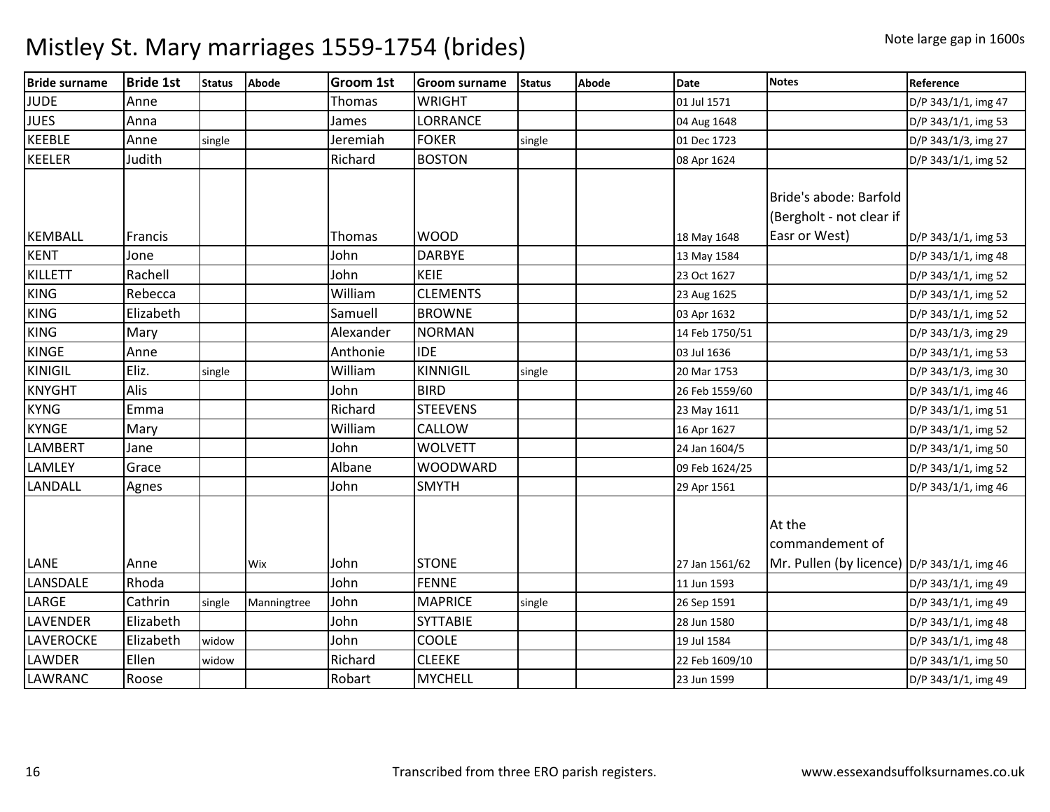# Mistley St. Mary marriages 1559-1754 (brides)

Note large gap in 1600s

| Bride surname | Bride 1st | Status | Abode | Groom 1st | Groom surname | Status | Abode | Date | Notes | Reference |
|---|---|---|---|---|---|---|---|---|---|---|
| JUDE | Anne | | | Thomas | WRIGHT | | | 01 Jul 1571 | | D/P 343/1/1, img 47 |
| JUES | Anna | | | James | LORRANCE | | | 04 Aug 1648 | | D/P 343/1/1, img 53 |
| KEEBLE | Anne | single | | Jeremiah | FOKER | single | | 01 Dec 1723 | | D/P 343/1/3, img 27 |
| KEELER | Judith | | | Richard | BOSTON | | | 08 Apr 1624 | | D/P 343/1/1, img 52 |
| KEMBALL | Francis | | | Thomas | WOOD | | | 18 May 1648 | Bride's abode: Barfold (Bergholt - not clear if Easr or West) | D/P 343/1/1, img 53 |
| KENT | Jone | | | John | DARBYE | | | 13 May 1584 | | D/P 343/1/1, img 48 |
| KILLETT | Rachell | | | John | KEIE | | | 23 Oct 1627 | | D/P 343/1/1, img 52 |
| KING | Rebecca | | | William | CLEMENTS | | | 23 Aug 1625 | | D/P 343/1/1, img 52 |
| KING | Elizabeth | | | Samuell | BROWNE | | | 03 Apr 1632 | | D/P 343/1/1, img 52 |
| KING | Mary | | | Alexander | NORMAN | | | 14 Feb 1750/51 | | D/P 343/1/3, img 29 |
| KINGE | Anne | | | Anthonie | IDE | | | 03 Jul 1636 | | D/P 343/1/1, img 53 |
| KINIGIL | Eliz. | single | | William | KINNIGIL | single | | 20 Mar 1753 | | D/P 343/1/3, img 30 |
| KNYGHT | Alis | | | John | BIRD | | | 26 Feb 1559/60 | | D/P 343/1/1, img 46 |
| KYNG | Emma | | | Richard | STEEVENS | | | 23 May 1611 | | D/P 343/1/1, img 51 |
| KYNGE | Mary | | | William | CALLOW | | | 16 Apr 1627 | | D/P 343/1/1, img 52 |
| LAMBERT | Jane | | | John | WOLVETT | | | 24 Jan 1604/5 | | D/P 343/1/1, img 50 |
| LAMLEY | Grace | | | Albane | WOODWARD | | | 09 Feb 1624/25 | | D/P 343/1/1, img 52 |
| LANDALL | Agnes | | | John | SMYTH | | | 29 Apr 1561 | | D/P 343/1/1, img 46 |
| LANE | Anne | | Wix | John | STONE | | | 27 Jan 1561/62 | At the commandement of Mr. Pullen (by licence) | D/P 343/1/1, img 46 |
| LANSDALE | Rhoda | | | John | FENNE | | | 11 Jun 1593 | | D/P 343/1/1, img 49 |
| LARGE | Cathrin | single | Manningtree | John | MAPRICE | single | | 26 Sep 1591 | | D/P 343/1/1, img 49 |
| LAVENDER | Elizabeth | | | John | SYTTABIE | | | 28 Jun 1580 | | D/P 343/1/1, img 48 |
| LAVEROCKE | Elizabeth | widow | | John | COOLE | | | 19 Jul 1584 | | D/P 343/1/1, img 48 |
| LAWDER | Ellen | widow | | Richard | CLEEKE | | | 22 Feb 1609/10 | | D/P 343/1/1, img 50 |
| LAWRANC | Roose | | | Robart | MYCHELL | | | 23 Jun 1599 | | D/P 343/1/1, img 49 |

Transcribed from three ERO parish registers. www.essexandsuffolksurnames.co.uk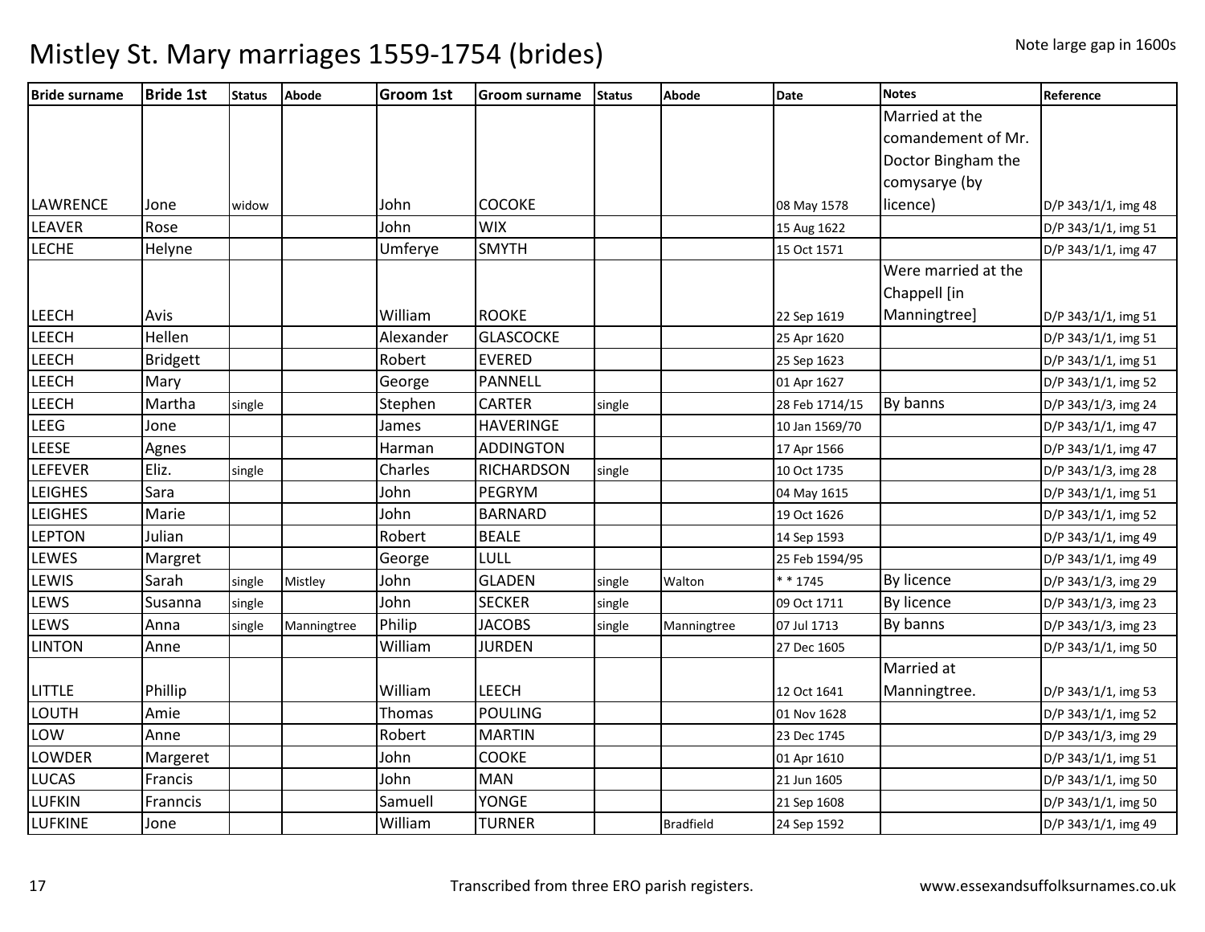# Mistley St. Mary marriages 1559-1754 (brides)

Note large gap in 1600s

| Bride surname | Bride 1st | Status | Abode | Groom 1st | Groom surname | Status | Abode | Date | Notes | Reference |
|---|---|---|---|---|---|---|---|---|---|---|
| LAWRENCE | Jone | widow | | John | COCOKE | | | 08 May 1578 | Married at the comandement of Mr. Doctor Bingham the comysarye (by licence) | D/P 343/1/1, img 48 |
| LEAVER | Rose | | | John | WIX | | | 15 Aug 1622 | | D/P 343/1/1, img 51 |
| LECHE | Helyne | | | Umferye | SMYTH | | | 15 Oct 1571 | | D/P 343/1/1, img 47 |
| LEECH | Avis | | | William | ROOKE | | | 22 Sep 1619 | Were married at the Chappell [in Manningtree] | D/P 343/1/1, img 51 |
| LEECH | Hellen | | | Alexander | GLASCOCKE | | | 25 Apr 1620 | | D/P 343/1/1, img 51 |
| LEECH | Bridgett | | | Robert | EVERED | | | 25 Sep 1623 | | D/P 343/1/1, img 51 |
| LEECH | Mary | | | George | PANNELL | | | 01 Apr 1627 | | D/P 343/1/1, img 52 |
| LEECH | Martha | single | | Stephen | CARTER | single | | 28 Feb 1714/15 | By banns | D/P 343/1/3, img 24 |
| LEEG | Jone | | | James | HAVERINGE | | | 10 Jan 1569/70 | | D/P 343/1/1, img 47 |
| LEESE | Agnes | | | Harman | ADDINGTON | | | 17 Apr 1566 | | D/P 343/1/1, img 47 |
| LEFEVER | Eliz. | single | | Charles | RICHARDSON | single | | 10 Oct 1735 | | D/P 343/1/3, img 28 |
| LEIGHES | Sara | | | John | PEGRYM | | | 04 May 1615 | | D/P 343/1/1, img 51 |
| LEIGHES | Marie | | | John | BARNARD | | | 19 Oct 1626 | | D/P 343/1/1, img 52 |
| LEPTON | Julian | | | Robert | BEALE | | | 14 Sep 1593 | | D/P 343/1/1, img 49 |
| LEWES | Margret | | | George | LULL | | | 25 Feb 1594/95 | | D/P 343/1/1, img 49 |
| LEWIS | Sarah | single | Mistley | John | GLADEN | single | Walton | * * 1745 | By licence | D/P 343/1/3, img 29 |
| LEWS | Susanna | single | | John | SECKER | single | | 09 Oct 1711 | By licence | D/P 343/1/3, img 23 |
| LEWS | Anna | single | Manningtree | Philip | JACOBS | single | Manningtree | 07 Jul 1713 | By banns | D/P 343/1/3, img 23 |
| LINTON | Anne | | | William | JURDEN | | | 27 Dec 1605 | | D/P 343/1/1, img 50 |
| LITTLE | Phillip | | | William | LEECH | | | 12 Oct 1641 | Married at Manningtree. | D/P 343/1/1, img 53 |
| LOUTH | Amie | | | Thomas | POULING | | | 01 Nov 1628 | | D/P 343/1/1, img 52 |
| LOW | Anne | | | Robert | MARTIN | | | 23 Dec 1745 | | D/P 343/1/3, img 29 |
| LOWDER | Margeret | | | John | COOKE | | | 01 Apr 1610 | | D/P 343/1/1, img 51 |
| LUCAS | Francis | | | John | MAN | | | 21 Jun 1605 | | D/P 343/1/1, img 50 |
| LUFKIN | Franncis | | | Samuell | YONGE | | | 21 Sep 1608 | | D/P 343/1/1, img 50 |
| LUFKINE | Jone | | | William | TURNER | | Bradfield | 24 Sep 1592 | | D/P 343/1/1, img 49 |

Transcribed from three ERO parish registers. www.essexandsuffolksurnames.co.uk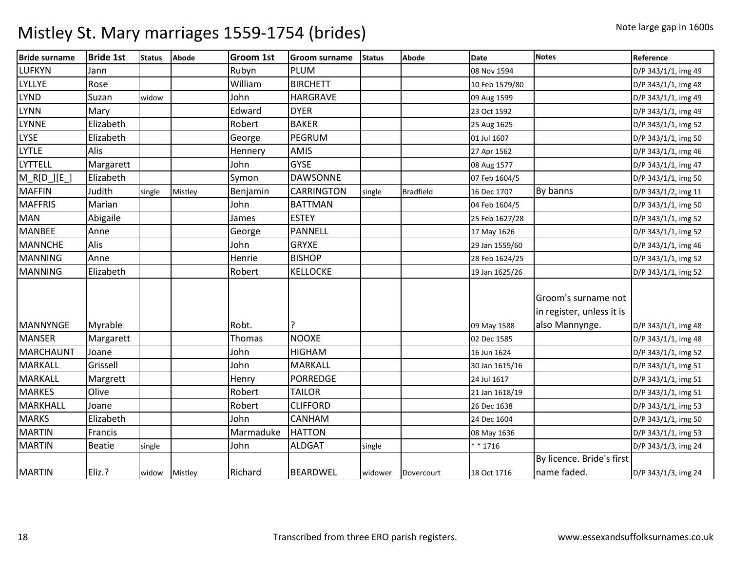# Mistley St. Mary marriages 1559-1754 (brides)

Note large gap in 1600s

| Bride surname | Bride 1st | Status | Abode | Groom 1st | Groom surname | Status | Abode | Date | Notes | Reference |
|---|---|---|---|---|---|---|---|---|---|---|
| LUFKYN | Jann | | | Rubyn | PLUM | | | 08 Nov 1594 | | D/P 343/1/1, img 49 |
| LYLLYE | Rose | | | William | BIRCHETT | | | 10 Feb 1579/80 | | D/P 343/1/1, img 48 |
| LYND | Suzan | widow | | John | HARGRAVE | | | 09 Aug 1599 | | D/P 343/1/1, img 49 |
| LYNN | Mary | | | Edward | DYER | | | 23 Oct 1592 | | D/P 343/1/1, img 49 |
| LYNNE | Elizabeth | | | Robert | BAKER | | | 25 Aug 1625 | | D/P 343/1/1, img 52 |
| LYSE | Elizabeth | | | George | PEGRUM | | | 01 Jul 1607 | | D/P 343/1/1, img 50 |
| LYTLE | Alis | | | Hennery | AMIS | | | 27 Apr 1562 | | D/P 343/1/1, img 46 |
| LYTTELL | Margarett | | | John | GYSE | | | 08 Aug 1577 | | D/P 343/1/1, img 47 |
| M_R[D_][E_] | Elizabeth | | | Symon | DAWSONNE | | | 07 Feb 1604/5 | | D/P 343/1/1, img 50 |
| MAFFIN | Judith | single | Mistley | Benjamin | CARRINGTON | single | Bradfield | 16 Dec 1707 | By banns | D/P 343/1/2, img 11 |
| MAFFRIS | Marian | | | John | BATTMAN | | | 04 Feb 1604/5 | | D/P 343/1/1, img 50 |
| MAN | Abigaile | | | James | ESTEY | | | 25 Feb 1627/28 | | D/P 343/1/1, img 52 |
| MANBEE | Anne | | | George | PANNELL | | | 17 May 1626 | | D/P 343/1/1, img 52 |
| MANNCHE | Alis | | | John | GRYXE | | | 29 Jan 1559/60 | | D/P 343/1/1, img 46 |
| MANNING | Anne | | | Henrie | BISHOP | | | 28 Feb 1624/25 | | D/P 343/1/1, img 52 |
| MANNING | Elizabeth | | | Robert | KELLOCKE | | | 19 Jan 1625/26 | | D/P 343/1/1, img 52 |
| MANNYNGE | Myrable | | | Robt. | ? | | | 09 May 1588 | Groom's surname not in register, unless it is also Mannynge. | D/P 343/1/1, img 48 |
| MANSER | Margarett | | | Thomas | NOOXE | | | 02 Dec 1585 | | D/P 343/1/1, img 48 |
| MARCHAUNT | Joane | | | John | HIGHAM | | | 16 Jun 1624 | | D/P 343/1/1, img 52 |
| MARKALL | Grissell | | | John | MARKALL | | | 30 Jan 1615/16 | | D/P 343/1/1, img 51 |
| MARKALL | Margrett | | | Henry | PORREDGE | | | 24 Jul 1617 | | D/P 343/1/1, img 51 |
| MARKES | Olive | | | Robert | TAILOR | | | 21 Jan 1618/19 | | D/P 343/1/1, img 51 |
| MARKHALL | Joane | | | Robert | CLIFFORD | | | 26 Dec 1638 | | D/P 343/1/1, img 53 |
| MARKS | Elizabeth | | | John | CANHAM | | | 24 Dec 1604 | | D/P 343/1/1, img 50 |
| MARTIN | Francis | | | Marmaduke | HATTON | | | 08 May 1636 | | D/P 343/1/1, img 53 |
| MARTIN | Beatie | single | | John | ALDGAT | single | | * * 1716 | | D/P 343/1/3, img 24 |
| MARTIN | Eliz.? | widow | Mistley | Richard | BEARDWEL | widower | Dovercourt | 18 Oct 1716 | By licence. Bride's first name faded. | D/P 343/1/3, img 24 |

Transcribed from three ERO parish registers. www.essexandsuffolksurnames.co.uk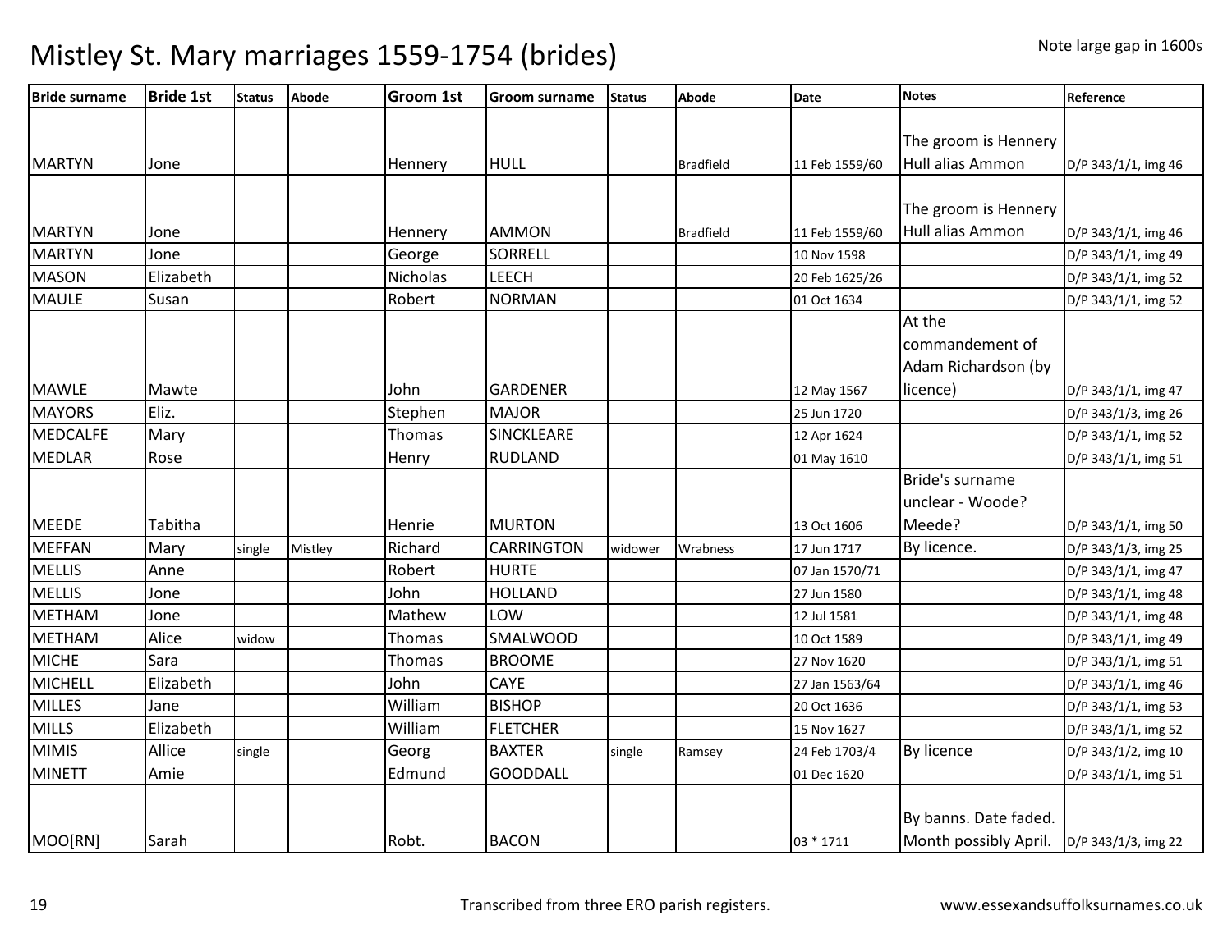# Mistley St. Mary marriages 1559-1754 (brides)

Note large gap in 1600s

| Bride surname | Bride 1st | Status | Abode | Groom 1st | Groom surname | Status | Abode | Date | Notes | Reference |
|---|---|---|---|---|---|---|---|---|---|---|
| MARTYN | Jone | | | Hennery | HULL | | Bradfield | 11 Feb 1559/60 | The groom is Hennery Hull alias Ammon | D/P 343/1/1, img 46 |
| MARTYN | Jone | | | Hennery | AMMON | | Bradfield | 11 Feb 1559/60 | The groom is Hennery Hull alias Ammon | D/P 343/1/1, img 46 |
| MARTYN | Jone | | | George | SORRELL | | | 10 Nov 1598 | | D/P 343/1/1, img 49 |
| MASON | Elizabeth | | | Nicholas | LEECH | | | 20 Feb 1625/26 | | D/P 343/1/1, img 52 |
| MAULE | Susan | | | Robert | NORMAN | | | 01 Oct 1634 | | D/P 343/1/1, img 52 |
| MAWLE | Mawte | | | John | GARDENER | | | 12 May 1567 | At the commandement of Adam Richardson (by licence) | D/P 343/1/1, img 47 |
| MAYORS | Eliz. | | | Stephen | MAJOR | | | 25 Jun 1720 | | D/P 343/1/3, img 26 |
| MEDCALFE | Mary | | | Thomas | SINCKLEARE | | | 12 Apr 1624 | | D/P 343/1/1, img 52 |
| MEDLAR | Rose | | | Henry | RUDLAND | | | 01 May 1610 | | D/P 343/1/1, img 51 |
| MEEDE | Tabitha | | | Henrie | MURTON | | | 13 Oct 1606 | Bride's surname unclear - Woode? Meede? | D/P 343/1/1, img 50 |
| MEFFAN | Mary | single | Mistley | Richard | CARRINGTON | widower | Wrabness | 17 Jun 1717 | By licence. | D/P 343/1/3, img 25 |
| MELLIS | Anne | | | Robert | HURTE | | | 07 Jan 1570/71 | | D/P 343/1/1, img 47 |
| MELLIS | Jone | | | John | HOLLAND | | | 27 Jun 1580 | | D/P 343/1/1, img 48 |
| METHAM | Jone | | | Mathew | LOW | | | 12 Jul 1581 | | D/P 343/1/1, img 48 |
| METHAM | Alice | widow | | Thomas | SMALWOOD | | | 10 Oct 1589 | | D/P 343/1/1, img 49 |
| MICHE | Sara | | | Thomas | BROOME | | | 27 Nov 1620 | | D/P 343/1/1, img 51 |
| MICHELL | Elizabeth | | | John | CAYE | | | 27 Jan 1563/64 | | D/P 343/1/1, img 46 |
| MILLES | Jane | | | William | BISHOP | | | 20 Oct 1636 | | D/P 343/1/1, img 53 |
| MILLS | Elizabeth | | | William | FLETCHER | | | 15 Nov 1627 | | D/P 343/1/1, img 52 |
| MIMIS | Allice | single | | Georg | BAXTER | single | Ramsey | 24 Feb 1703/4 | By licence | D/P 343/1/2, img 10 |
| MINETT | Amie | | | Edmund | GOODDALL | | | 01 Dec 1620 | | D/P 343/1/1, img 51 |
| MOO[RN] | Sarah | | | Robt. | BACON | | | 03 * 1711 | By banns. Date faded. Month possibly April. | D/P 343/1/3, img 22 |

Transcribed from three ERO parish registers. www.essexandsuffolksurnames.co.uk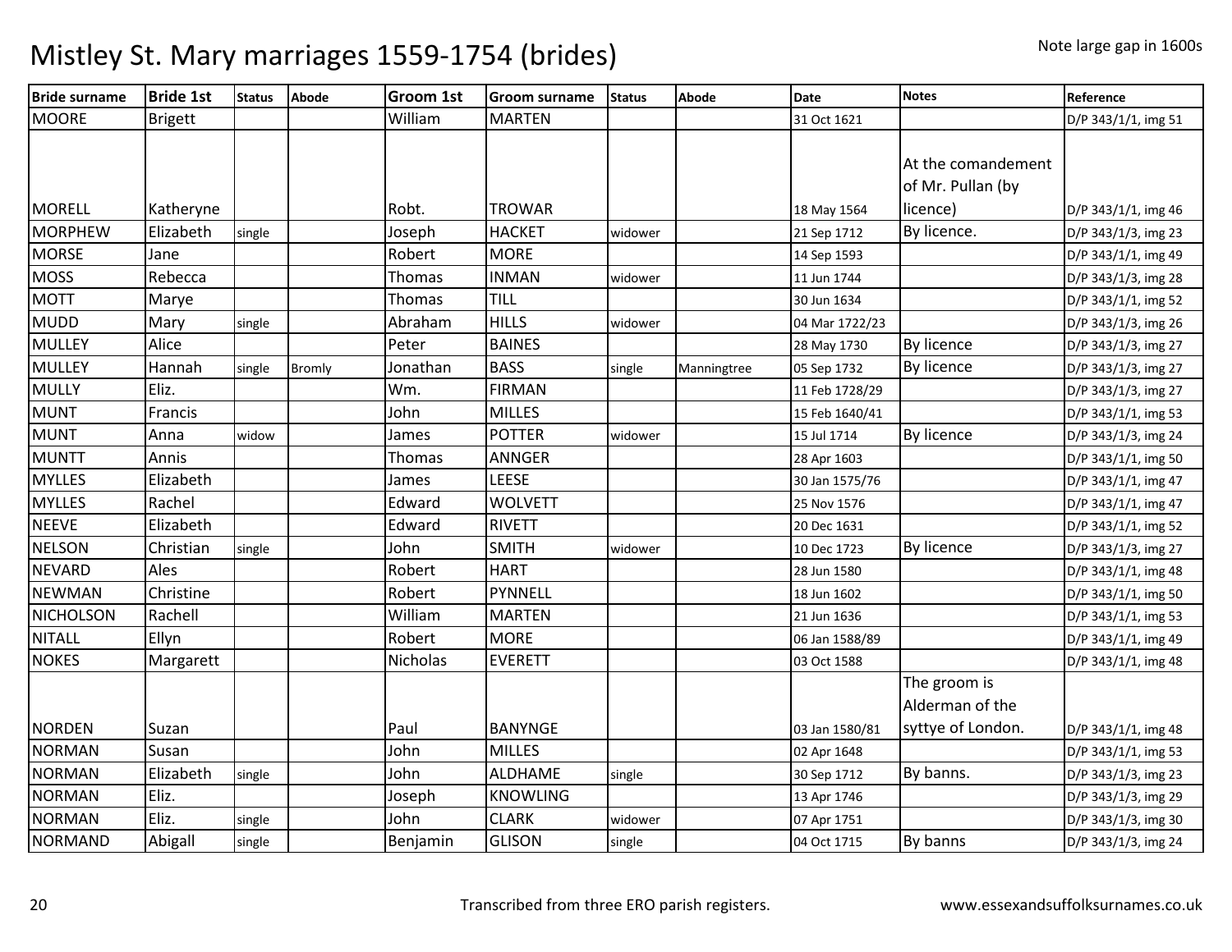# Mistley St. Mary marriages 1559-1754 (brides)

Note large gap in 1600s

| Bride surname | Bride 1st | Status | Abode | Groom 1st | Groom surname | Status | Abode | Date | Notes | Reference |
|---|---|---|---|---|---|---|---|---|---|---|
| MOORE | Brigett | | | William | MARTEN | | | 31 Oct 1621 | | D/P 343/1/1, img 51 |
| MORELL | Katheryne | | | Robt. | TROWAR | | | 18 May 1564 | At the comandement of Mr. Pullan (by licence) | D/P 343/1/1, img 46 |
| MORPHEW | Elizabeth | single | | Joseph | HACKET | widower | | 21 Sep 1712 | By licence. | D/P 343/1/3, img 23 |
| MORSE | Jane | | | Robert | MORE | | | 14 Sep 1593 | | D/P 343/1/1, img 49 |
| MOSS | Rebecca | | | Thomas | INMAN | widower | | 11 Jun 1744 | | D/P 343/1/3, img 28 |
| MOTT | Marye | | | Thomas | TILL | | | 30 Jun 1634 | | D/P 343/1/1, img 52 |
| MUDD | Mary | single | | Abraham | HILLS | widower | | 04 Mar 1722/23 | | D/P 343/1/3, img 26 |
| MULLEY | Alice | | | Peter | BAINES | | | 28 May 1730 | By licence | D/P 343/1/3, img 27 |
| MULLEY | Hannah | single | Bromly | Jonathan | BASS | single | Manningtree | 05 Sep 1732 | By licence | D/P 343/1/3, img 27 |
| MULLY | Eliz. | | | Wm. | FIRMAN | | | 11 Feb 1728/29 | | D/P 343/1/3, img 27 |
| MUNT | Francis | | | John | MILLES | | | 15 Feb 1640/41 | | D/P 343/1/1, img 53 |
| MUNT | Anna | widow | | James | POTTER | widower | | 15 Jul 1714 | By licence | D/P 343/1/3, img 24 |
| MUNTT | Annis | | | Thomas | ANNGER | | | 28 Apr 1603 | | D/P 343/1/1, img 50 |
| MYLLES | Elizabeth | | | James | LEESE | | | 30 Jan 1575/76 | | D/P 343/1/1, img 47 |
| MYLLES | Rachel | | | Edward | WOLVETT | | | 25 Nov 1576 | | D/P 343/1/1, img 47 |
| NEEVE | Elizabeth | | | Edward | RIVETT | | | 20 Dec 1631 | | D/P 343/1/1, img 52 |
| NELSON | Christian | single | | John | SMITH | widower | | 10 Dec 1723 | By licence | D/P 343/1/3, img 27 |
| NEVARD | Ales | | | Robert | HART | | | 28 Jun 1580 | | D/P 343/1/1, img 48 |
| NEWMAN | Christine | | | Robert | PYNNELL | | | 18 Jun 1602 | | D/P 343/1/1, img 50 |
| NICHOLSON | Rachell | | | William | MARTEN | | | 21 Jun 1636 | | D/P 343/1/1, img 53 |
| NITALL | Ellyn | | | Robert | MORE | | | 06 Jan 1588/89 | | D/P 343/1/1, img 49 |
| NOKES | Margarett | | | Nicholas | EVERETT | | | 03 Oct 1588 | | D/P 343/1/1, img 48 |
| NORDEN | Suzan | | | Paul | BANYNGE | | | 03 Jan 1580/81 | The groom is Alderman of the syttye of London. | D/P 343/1/1, img 48 |
| NORMAN | Susan | | | John | MILLES | | | 02 Apr 1648 | | D/P 343/1/1, img 53 |
| NORMAN | Elizabeth | single | | John | ALDHAME | single | | 30 Sep 1712 | By banns. | D/P 343/1/3, img 23 |
| NORMAN | Eliz. | | | Joseph | KNOWLING | | | 13 Apr 1746 | | D/P 343/1/3, img 29 |
| NORMAN | Eliz. | single | | John | CLARK | widower | | 07 Apr 1751 | | D/P 343/1/3, img 30 |
| NORMAND | Abigall | single | | Benjamin | GLISON | single | | 04 Oct 1715 | By banns | D/P 343/1/3, img 24 |

Transcribed from three ERO parish registers.

www.essexandsuffolksurnames.co.uk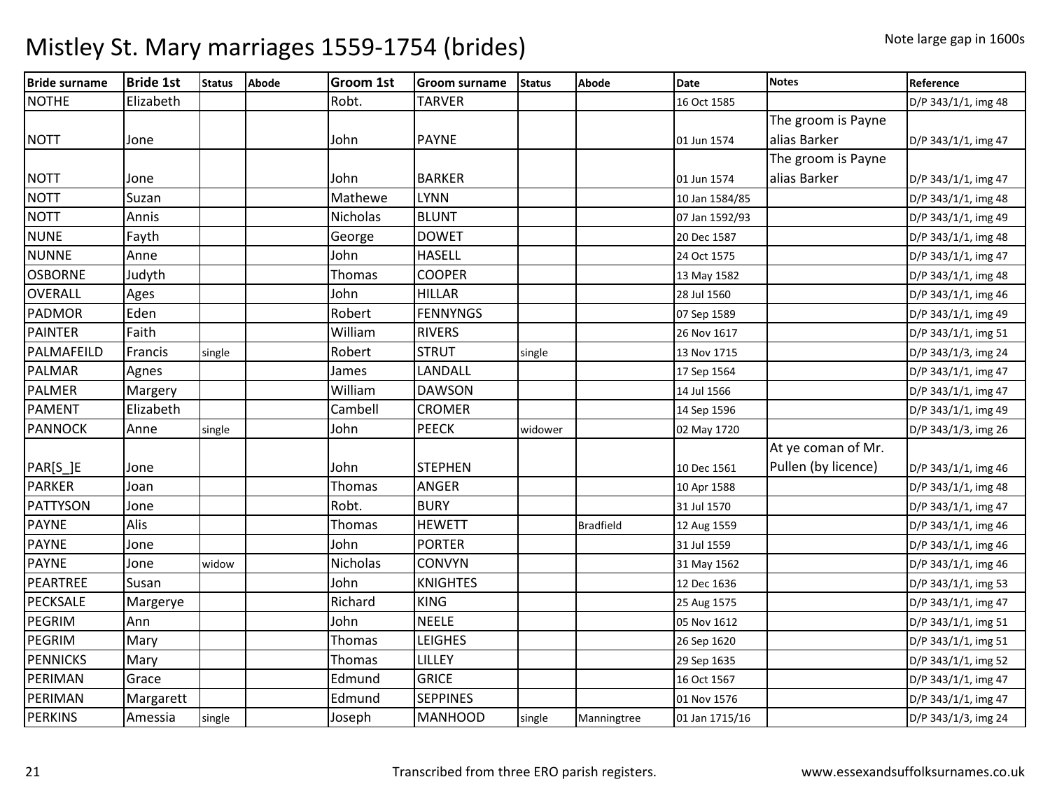# Mistley St. Mary marriages 1559-1754 (brides)

Note large gap in 1600s

| Bride surname | Bride 1st | Status | Abode | Groom 1st | Groom surname | Status | Abode | Date | Notes | Reference |
|---|---|---|---|---|---|---|---|---|---|---|
| NOTHE | Elizabeth | | | Robt. | TARVER | | | 16 Oct 1585 | | D/P 343/1/1, img 48 |
| NOTT | Jone | | | John | PAYNE | | | 01 Jun 1574 | The groom is Payne alias Barker | D/P 343/1/1, img 47 |
| NOTT | Jone | | | John | BARKER | | | 01 Jun 1574 | The groom is Payne alias Barker | D/P 343/1/1, img 47 |
| NOTT | Suzan | | | Mathewe | LYNN | | | 10 Jan 1584/85 | | D/P 343/1/1, img 48 |
| NOTT | Annis | | | Nicholas | BLUNT | | | 07 Jan 1592/93 | | D/P 343/1/1, img 49 |
| NUNE | Fayth | | | George | DOWET | | | 20 Dec 1587 | | D/P 343/1/1, img 48 |
| NUNNE | Anne | | | John | HASELL | | | 24 Oct 1575 | | D/P 343/1/1, img 47 |
| OSBORNE | Judyth | | | Thomas | COOPER | | | 13 May 1582 | | D/P 343/1/1, img 48 |
| OVERALL | Ages | | | John | HILLAR | | | 28 Jul 1560 | | D/P 343/1/1, img 46 |
| PADMOR | Eden | | | Robert | FENNYNGS | | | 07 Sep 1589 | | D/P 343/1/1, img 49 |
| PAINTER | Faith | | | William | RIVERS | | | 26 Nov 1617 | | D/P 343/1/1, img 51 |
| PALMAFEILD | Francis | single | | Robert | STRUT | single | | 13 Nov 1715 | | D/P 343/1/3, img 24 |
| PALMAR | Agnes | | | James | LANDALL | | | 17 Sep 1564 | | D/P 343/1/1, img 47 |
| PALMER | Margery | | | William | DAWSON | | | 14 Jul 1566 | | D/P 343/1/1, img 47 |
| PAMENT | Elizabeth | | | Cambell | CROMER | | | 14 Sep 1596 | | D/P 343/1/1, img 49 |
| PANNOCK | Anne | single | | John | PEECK | widower | | 02 May 1720 | | D/P 343/1/3, img 26 |
| PAR[S_]E | Jone | | | John | STEPHEN | | | 10 Dec 1561 | At ye coman of Mr. Pullen (by licence) | D/P 343/1/1, img 46 |
| PARKER | Joan | | | Thomas | ANGER | | | 10 Apr 1588 | | D/P 343/1/1, img 48 |
| PATTYSON | Jone | | | Robt. | BURY | | | 31 Jul 1570 | | D/P 343/1/1, img 47 |
| PAYNE | Alis | | | Thomas | HEWETT | | Bradfield | 12 Aug 1559 | | D/P 343/1/1, img 46 |
| PAYNE | Jone | | | John | PORTER | | | 31 Jul 1559 | | D/P 343/1/1, img 46 |
| PAYNE | Jone | widow | | Nicholas | CONVYN | | | 31 May 1562 | | D/P 343/1/1, img 46 |
| PEARTREE | Susan | | | John | KNIGHTES | | | 12 Dec 1636 | | D/P 343/1/1, img 53 |
| PECKSALE | Margerye | | | Richard | KING | | | 25 Aug 1575 | | D/P 343/1/1, img 47 |
| PEGRIM | Ann | | | John | NEELE | | | 05 Nov 1612 | | D/P 343/1/1, img 51 |
| PEGRIM | Mary | | | Thomas | LEIGHES | | | 26 Sep 1620 | | D/P 343/1/1, img 51 |
| PENNICKS | Mary | | | Thomas | LILLEY | | | 29 Sep 1635 | | D/P 343/1/1, img 52 |
| PERIMAN | Grace | | | Edmund | GRICE | | | 16 Oct 1567 | | D/P 343/1/1, img 47 |
| PERIMAN | Margarett | | | Edmund | SEPPINES | | | 01 Nov 1576 | | D/P 343/1/1, img 47 |
| PERKINS | Amessia | single | | Joseph | MANHOOD | single | Manningtree | 01 Jan 1715/16 | | D/P 343/1/3, img 24 |

Transcribed from three ERO parish registers.

www.essexandsuffolksurnames.co.uk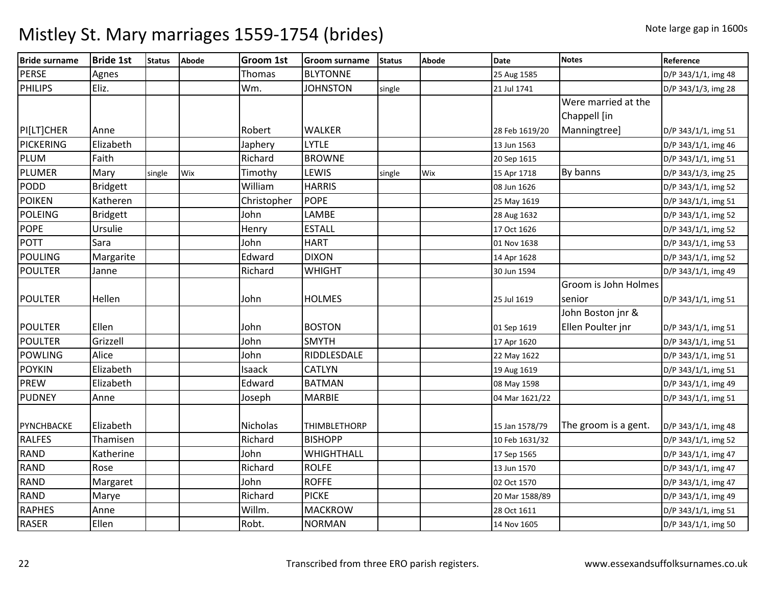# Mistley St. Mary marriages 1559-1754 (brides)

Note large gap in 1600s

| Bride surname | Bride 1st | Status | Abode | Groom 1st | Groom surname | Status | Abode | Date | Notes | Reference |
|---|---|---|---|---|---|---|---|---|---|---|
| PERSE | Agnes | | | Thomas | BLYTONNE | | | 25 Aug 1585 | | D/P 343/1/1, img 48 |
| PHILIPS | Eliz. | | | Wm. | JOHNSTON | single | | 21 Jul 1741 | | D/P 343/1/3, img 28 |
| PI[LT]CHER | Anne | | | Robert | WALKER | | | 28 Feb 1619/20 | Were married at the Chappell [in Manningtree] | D/P 343/1/1, img 51 |
| PICKERING | Elizabeth | | | Japhery | LYTLE | | | 13 Jun 1563 | | D/P 343/1/1, img 46 |
| PLUM | Faith | | | Richard | BROWNE | | | 20 Sep 1615 | | D/P 343/1/1, img 51 |
| PLUMER | Mary | single | Wix | Timothy | LEWIS | single | Wix | 15 Apr 1718 | By banns | D/P 343/1/3, img 25 |
| PODD | Bridgett | | | William | HARRIS | | | 08 Jun 1626 | | D/P 343/1/1, img 52 |
| POIKEN | Katheren | | | Christopher | POPE | | | 25 May 1619 | | D/P 343/1/1, img 51 |
| POLEING | Bridgett | | | John | LAMBE | | | 28 Aug 1632 | | D/P 343/1/1, img 52 |
| POPE | Ursulie | | | Henry | ESTALL | | | 17 Oct 1626 | | D/P 343/1/1, img 52 |
| POTT | Sara | | | John | HART | | | 01 Nov 1638 | | D/P 343/1/1, img 53 |
| POULING | Margarite | | | Edward | DIXON | | | 14 Apr 1628 | | D/P 343/1/1, img 52 |
| POULTER | Janne | | | Richard | WHIGHT | | | 30 Jun 1594 | | D/P 343/1/1, img 49 |
| POULTER | Hellen | | | John | HOLMES | | | 25 Jul 1619 | Groom is John Holmes senior | D/P 343/1/1, img 51 |
| POULTER | Ellen | | | John | BOSTON | | | 01 Sep 1619 | John Boston jnr & Ellen Poulter jnr | D/P 343/1/1, img 51 |
| POULTER | Grizzell | | | John | SMYTH | | | 17 Apr 1620 | | D/P 343/1/1, img 51 |
| POWLING | Alice | | | John | RIDDLESDALE | | | 22 May 1622 | | D/P 343/1/1, img 51 |
| POYKIN | Elizabeth | | | Isaack | CATLYN | | | 19 Aug 1619 | | D/P 343/1/1, img 51 |
| PREW | Elizabeth | | | Edward | BATMAN | | | 08 May 1598 | | D/P 343/1/1, img 49 |
| PUDNEY | Anne | | | Joseph | MARBIE | | | 04 Mar 1621/22 | | D/P 343/1/1, img 51 |
| PYNCHBACKE | Elizabeth | | | Nicholas | THIMBLETHORP | | | 15 Jan 1578/79 | The groom is a gent. | D/P 343/1/1, img 48 |
| RALFES | Thamisen | | | Richard | BISHOPP | | | 10 Feb 1631/32 | | D/P 343/1/1, img 52 |
| RAND | Katherine | | | John | WHIGHTHALL | | | 17 Sep 1565 | | D/P 343/1/1, img 47 |
| RAND | Rose | | | Richard | ROLFE | | | 13 Jun 1570 | | D/P 343/1/1, img 47 |
| RAND | Margaret | | | John | ROFFE | | | 02 Oct 1570 | | D/P 343/1/1, img 47 |
| RAND | Marye | | | Richard | PICKE | | | 20 Mar 1588/89 | | D/P 343/1/1, img 49 |
| RAPHES | Anne | | | Willm. | MACKROW | | | 28 Oct 1611 | | D/P 343/1/1, img 51 |
| RASER | Ellen | | | Robt. | NORMAN | | | 14 Nov 1605 | | D/P 343/1/1, img 50 |

Transcribed from three ERO parish registers. www.essexandsuffolksurnames.co.uk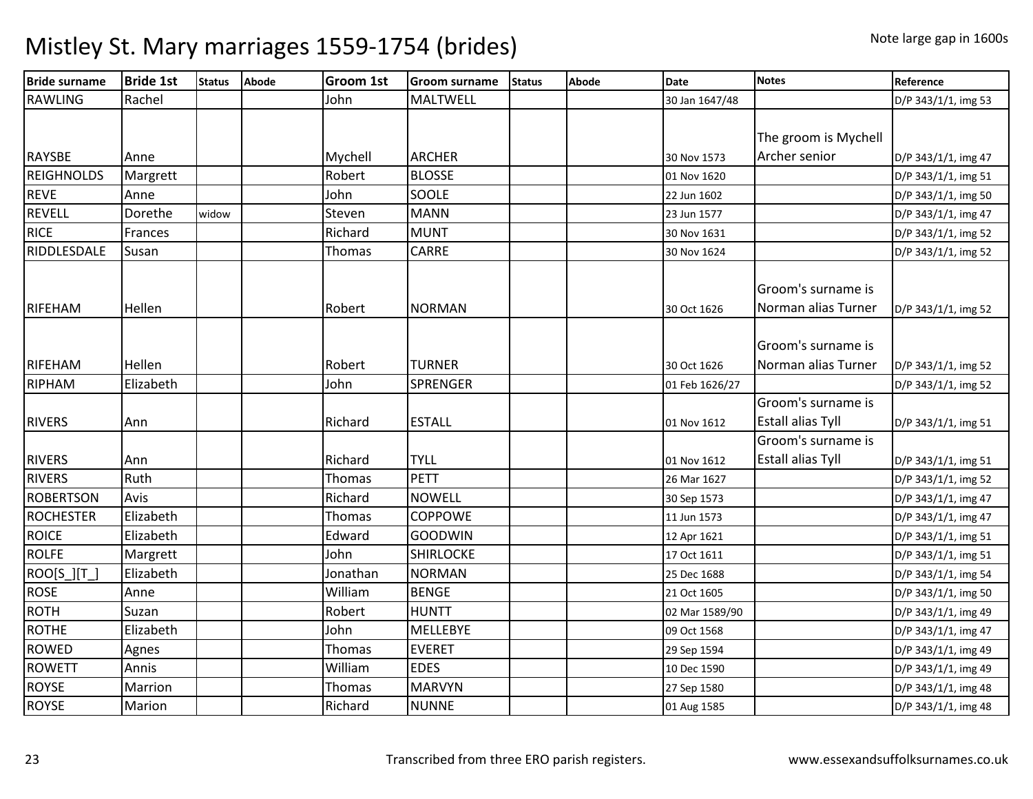# Mistley St. Mary marriages 1559-1754 (brides)

Note large gap in 1600s

| Bride surname | Bride 1st | Status | Abode | Groom 1st | Groom surname | Status | Abode | Date | Notes | Reference |
|---|---|---|---|---|---|---|---|---|---|---|
| RAWLING | Rachel | | | John | MALTWELL | | | 30 Jan 1647/48 | | D/P 343/1/1, img 53 |
| RAYSBE | Anne | | | Mychell | ARCHER | | | 30 Nov 1573 | The groom is Mychell Archer senior | D/P 343/1/1, img 47 |
| REIGHNOLDS | Margrett | | | Robert | BLOSSE | | | 01 Nov 1620 | | D/P 343/1/1, img 51 |
| REVE | Anne | | | John | SOOLE | | | 22 Jun 1602 | | D/P 343/1/1, img 50 |
| REVELL | Dorethe | widow | | Steven | MANN | | | 23 Jun 1577 | | D/P 343/1/1, img 47 |
| RICE | Frances | | | Richard | MUNT | | | 30 Nov 1631 | | D/P 343/1/1, img 52 |
| RIDDLESDALE | Susan | | | Thomas | CARRE | | | 30 Nov 1624 | | D/P 343/1/1, img 52 |
| RIFEHAM | Hellen | | | Robert | NORMAN | | | 30 Oct 1626 | Groom's surname is Norman alias Turner | D/P 343/1/1, img 52 |
| RIFEHAM | Hellen | | | Robert | TURNER | | | 30 Oct 1626 | Groom's surname is Norman alias Turner | D/P 343/1/1, img 52 |
| RIPHAM | Elizabeth | | | John | SPRENGER | | | 01 Feb 1626/27 | | D/P 343/1/1, img 52 |
| RIVERS | Ann | | | Richard | ESTALL | | | 01 Nov 1612 | Groom's surname is Estall alias Tyll | D/P 343/1/1, img 51 |
| RIVERS | Ann | | | Richard | TYLL | | | 01 Nov 1612 | Groom's surname is Estall alias Tyll | D/P 343/1/1, img 51 |
| RIVERS | Ruth | | | Thomas | PETT | | | 26 Mar 1627 | | D/P 343/1/1, img 52 |
| ROBERTSON | Avis | | | Richard | NOWELL | | | 30 Sep 1573 | | D/P 343/1/1, img 47 |
| ROCHESTER | Elizabeth | | | Thomas | COPPOWE | | | 11 Jun 1573 | | D/P 343/1/1, img 47 |
| ROICE | Elizabeth | | | Edward | GOODWIN | | | 12 Apr 1621 | | D/P 343/1/1, img 51 |
| ROLFE | Margrett | | | John | SHIRLOCKE | | | 17 Oct 1611 | | D/P 343/1/1, img 51 |
| ROO[S_][T_] | Elizabeth | | | Jonathan | NORMAN | | | 25 Dec 1688 | | D/P 343/1/1, img 54 |
| ROSE | Anne | | | William | BENGE | | | 21 Oct 1605 | | D/P 343/1/1, img 50 |
| ROTH | Suzan | | | Robert | HUNTT | | | 02 Mar 1589/90 | | D/P 343/1/1, img 49 |
| ROTHE | Elizabeth | | | John | MELLEBYE | | | 09 Oct 1568 | | D/P 343/1/1, img 47 |
| ROWED | Agnes | | | Thomas | EVERET | | | 29 Sep 1594 | | D/P 343/1/1, img 49 |
| ROWETT | Annis | | | William | EDES | | | 10 Dec 1590 | | D/P 343/1/1, img 49 |
| ROYSE | Marrion | | | Thomas | MARVYN | | | 27 Sep 1580 | | D/P 343/1/1, img 48 |
| ROYSE | Marion | | | Richard | NUNNE | | | 01 Aug 1585 | | D/P 343/1/1, img 48 |

Transcribed from three ERO parish registers.

www.essexandsuffolksurnames.co.uk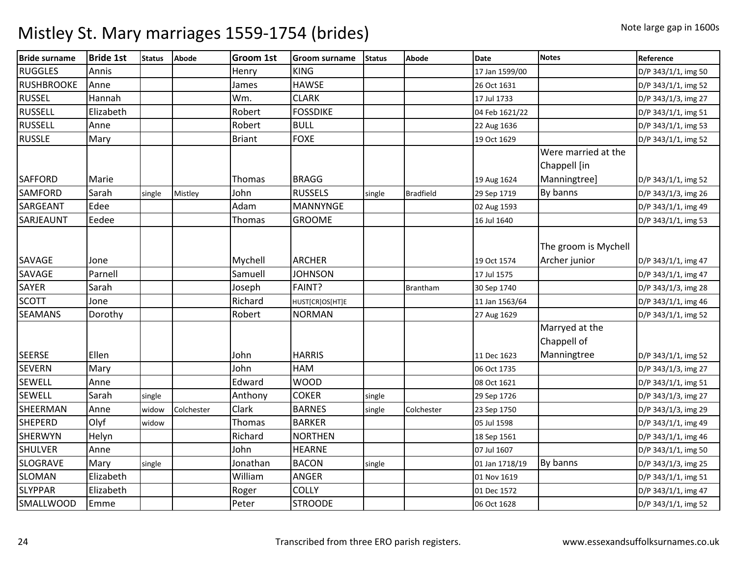# Mistley St. Mary marriages 1559-1754 (brides)

Note large gap in 1600s

| Bride surname | Bride 1st | Status | Abode | Groom 1st | Groom surname | Status | Abode | Date | Notes | Reference |
|---|---|---|---|---|---|---|---|---|---|---|
| RUGGLES | Annis | | | Henry | KING | | | 17 Jan 1599/00 | | D/P 343/1/1, img 50 |
| RUSHBROOKE | Anne | | | James | HAWSE | | | 26 Oct 1631 | | D/P 343/1/1, img 52 |
| RUSSEL | Hannah | | | Wm. | CLARK | | | 17 Jul 1733 | | D/P 343/1/3, img 27 |
| RUSSELL | Elizabeth | | | Robert | FOSSDIKE | | | 04 Feb 1621/22 | | D/P 343/1/1, img 51 |
| RUSSELL | Anne | | | Robert | BULL | | | 22 Aug 1636 | | D/P 343/1/1, img 53 |
| RUSSLE | Mary | | | Briant | FOXE | | | 19 Oct 1629 | | D/P 343/1/1, img 52 |
| SAFFORD | Marie | | | Thomas | BRAGG | | | 19 Aug 1624 | Were married at the Chappell [in Manningtree] | D/P 343/1/1, img 52 |
| SAMFORD | Sarah | single | Mistley | John | RUSSELS | single | Bradfield | 29 Sep 1719 | By banns | D/P 343/1/3, img 26 |
| SARGEANT | Edee | | | Adam | MANNYNGE | | | 02 Aug 1593 | | D/P 343/1/1, img 49 |
| SARJEAUNT | Eedee | | | Thomas | GROOME | | | 16 Jul 1640 | | D/P 343/1/1, img 53 |
| SAVAGE | Jone | | | Mychell | ARCHER | | | 19 Oct 1574 | The groom is Mychell Archer junior | D/P 343/1/1, img 47 |
| SAVAGE | Parnell | | | Samuell | JOHNSON | | | 17 Jul 1575 | | D/P 343/1/1, img 47 |
| SAYER | Sarah | | | Joseph | FAINT? | | Brantham | 30 Sep 1740 | | D/P 343/1/3, img 28 |
| SCOTT | Jone | | | Richard | HUST[CR]OS[HT]E | | | 11 Jan 1563/64 | | D/P 343/1/1, img 46 |
| SEAMANS | Dorothy | | | Robert | NORMAN | | | 27 Aug 1629 | | D/P 343/1/1, img 52 |
| SEERSE | Ellen | | | John | HARRIS | | | 11 Dec 1623 | Marryed at the Chappell of Manningtree | D/P 343/1/1, img 52 |
| SEVERN | Mary | | | John | HAM | | | 06 Oct 1735 | | D/P 343/1/3, img 27 |
| SEWELL | Anne | | | Edward | WOOD | | | 08 Oct 1621 | | D/P 343/1/1, img 51 |
| SEWELL | Sarah | single | | Anthony | COKER | single | | 29 Sep 1726 | | D/P 343/1/3, img 27 |
| SHEERMAN | Anne | widow | Colchester | Clark | BARNES | single | Colchester | 23 Sep 1750 | | D/P 343/1/3, img 29 |
| SHEPERD | Olyf | widow | | Thomas | BARKER | | | 05 Jul 1598 | | D/P 343/1/1, img 49 |
| SHERWYN | Helyn | | | Richard | NORTHEN | | | 18 Sep 1561 | | D/P 343/1/1, img 46 |
| SHULVER | Anne | | | John | HEARNE | | | 07 Jul 1607 | | D/P 343/1/1, img 50 |
| SLOGRAVE | Mary | single | | Jonathan | BACON | single | | 01 Jan 1718/19 | By banns | D/P 343/1/3, img 25 |
| SLOMAN | Elizabeth | | | William | ANGER | | | 01 Nov 1619 | | D/P 343/1/1, img 51 |
| SLYPPAR | Elizabeth | | | Roger | COLLY | | | 01 Dec 1572 | | D/P 343/1/1, img 47 |
| SMALLWOOD | Emme | | | Peter | STROODE | | | 06 Oct 1628 | | D/P 343/1/1, img 52 |

Transcribed from three ERO parish registers.

www.essexandsuffolksurnames.co.uk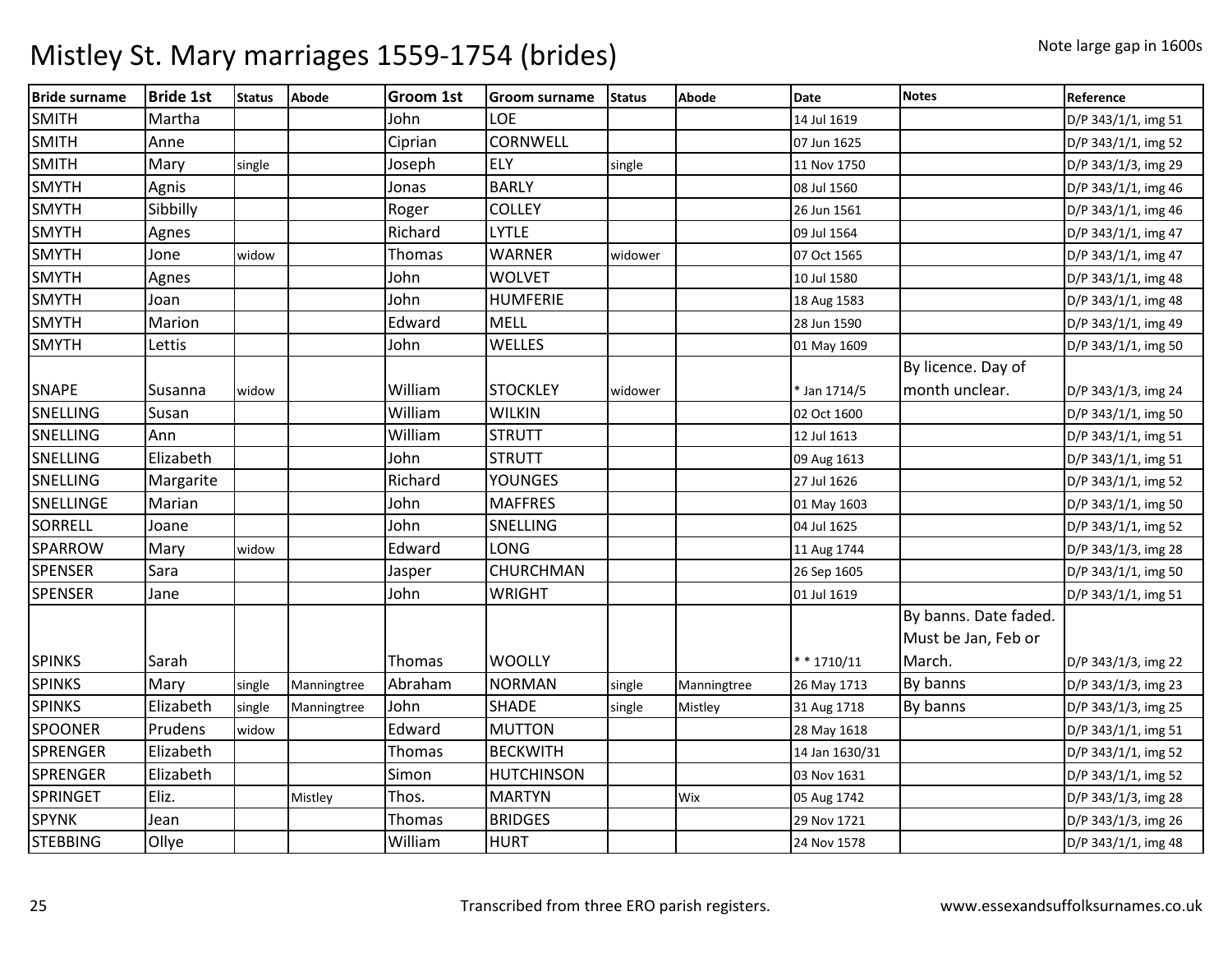# Mistley St. Mary marriages 1559-1754 (brides)

Note large gap in 1600s

| Bride surname | Bride 1st | Status | Abode | Groom 1st | Groom surname | Status | Abode | Date | Notes | Reference |
|---|---|---|---|---|---|---|---|---|---|---|
| SMITH | Martha | | | John | LOE | | | 14 Jul 1619 | | D/P 343/1/1, img 51 |
| SMITH | Anne | | | Ciprian | CORNWELL | | | 07 Jun 1625 | | D/P 343/1/1, img 52 |
| SMITH | Mary | single | | Joseph | ELY | single | | 11 Nov 1750 | | D/P 343/1/3, img 29 |
| SMYTH | Agnis | | | Jonas | BARLY | | | 08 Jul 1560 | | D/P 343/1/1, img 46 |
| SMYTH | Sibbilly | | | Roger | COLLEY | | | 26 Jun 1561 | | D/P 343/1/1, img 46 |
| SMYTH | Agnes | | | Richard | LYTLE | | | 09 Jul 1564 | | D/P 343/1/1, img 47 |
| SMYTH | Jone | widow | | Thomas | WARNER | widower | | 07 Oct 1565 | | D/P 343/1/1, img 47 |
| SMYTH | Agnes | | | John | WOLVET | | | 10 Jul 1580 | | D/P 343/1/1, img 48 |
| SMYTH | Joan | | | John | HUMFERIE | | | 18 Aug 1583 | | D/P 343/1/1, img 48 |
| SMYTH | Marion | | | Edward | MELL | | | 28 Jun 1590 | | D/P 343/1/1, img 49 |
| SMYTH | Lettis | | | John | WELLES | | | 01 May 1609 | | D/P 343/1/1, img 50 |
| SNAPE | Susanna | widow | | William | STOCKLEY | widower | | * Jan 1714/5 | By licence. Day of month unclear. | D/P 343/1/3, img 24 |
| SNELLING | Susan | | | William | WILKIN | | | 02 Oct 1600 | | D/P 343/1/1, img 50 |
| SNELLING | Ann | | | William | STRUTT | | | 12 Jul 1613 | | D/P 343/1/1, img 51 |
| SNELLING | Elizabeth | | | John | STRUTT | | | 09 Aug 1613 | | D/P 343/1/1, img 51 |
| SNELLING | Margarite | | | Richard | YOUNGES | | | 27 Jul 1626 | | D/P 343/1/1, img 52 |
| SNELLINGE | Marian | | | John | MAFFRES | | | 01 May 1603 | | D/P 343/1/1, img 50 |
| SORRELL | Joane | | | John | SNELLING | | | 04 Jul 1625 | | D/P 343/1/1, img 52 |
| SPARROW | Mary | widow | | Edward | LONG | | | 11 Aug 1744 | | D/P 343/1/3, img 28 |
| SPENSER | Sara | | | Jasper | CHURCHMAN | | | 26 Sep 1605 | | D/P 343/1/1, img 50 |
| SPENSER | Jane | | | John | WRIGHT | | | 01 Jul 1619 | | D/P 343/1/1, img 51 |
| SPINKS | Sarah | | | Thomas | WOOLLY | | | * * 1710/11 | By banns. Date faded. Must be Jan, Feb or March. | D/P 343/1/3, img 22 |
| SPINKS | Mary | single | Manningtree | Abraham | NORMAN | single | Manningtree | 26 May 1713 | By banns | D/P 343/1/3, img 23 |
| SPINKS | Elizabeth | single | Manningtree | John | SHADE | single | Mistley | 31 Aug 1718 | By banns | D/P 343/1/3, img 25 |
| SPOONER | Prudens | widow | | Edward | MUTTON | | | 28 May 1618 | | D/P 343/1/1, img 51 |
| SPRENGER | Elizabeth | | | Thomas | BECKWITH | | | 14 Jan 1630/31 | | D/P 343/1/1, img 52 |
| SPRENGER | Elizabeth | | | Simon | HUTCHINSON | | | 03 Nov 1631 | | D/P 343/1/1, img 52 |
| SPRINGET | Eliz. | | Mistley | Thos. | MARTYN | | Wix | 05 Aug 1742 | | D/P 343/1/3, img 28 |
| SPYNK | Jean | | | Thomas | BRIDGES | | | 29 Nov 1721 | | D/P 343/1/3, img 26 |
| STEBBING | Ollye | | | William | HURT | | | 24 Nov 1578 | | D/P 343/1/1, img 48 |

Transcribed from three ERO parish registers. www.essexandsuffolksurnames.co.uk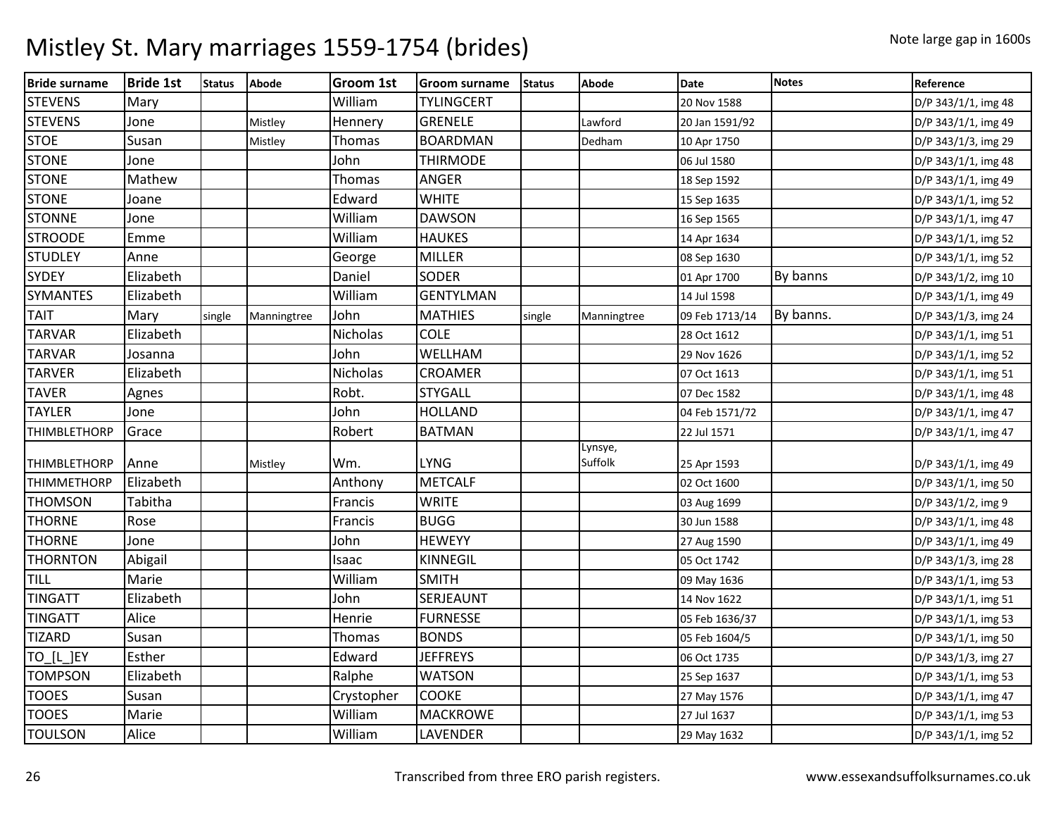# Mistley St. Mary marriages 1559-1754 (brides)

Note large gap in 1600s

| Bride surname | Bride 1st | Status | Abode | Groom 1st | Groom surname | Status | Abode | Date | Notes | Reference |
|---|---|---|---|---|---|---|---|---|---|---|
| STEVENS | Mary | | | William | TYLINGCERT | | | 20 Nov 1588 | | D/P 343/1/1, img 48 |
| STEVENS | Jone | | Mistley | Hennery | GRENELE | | Lawford | 20 Jan 1591/92 | | D/P 343/1/1, img 49 |
| STOE | Susan | | Mistley | Thomas | BOARDMAN | | Dedham | 10 Apr 1750 | | D/P 343/1/3, img 29 |
| STONE | Jone | | | John | THIRMODE | | | 06 Jul 1580 | | D/P 343/1/1, img 48 |
| STONE | Mathew | | | Thomas | ANGER | | | 18 Sep 1592 | | D/P 343/1/1, img 49 |
| STONE | Joane | | | Edward | WHITE | | | 15 Sep 1635 | | D/P 343/1/1, img 52 |
| STONNE | Jone | | | William | DAWSON | | | 16 Sep 1565 | | D/P 343/1/1, img 47 |
| STROODE | Emme | | | William | HAUKES | | | 14 Apr 1634 | | D/P 343/1/1, img 52 |
| STUDLEY | Anne | | | George | MILLER | | | 08 Sep 1630 | | D/P 343/1/1, img 52 |
| SYDEY | Elizabeth | | | Daniel | SODER | | | 01 Apr 1700 | By banns | D/P 343/1/2, img 10 |
| SYMANTES | Elizabeth | | | William | GENTYLMAN | | | 14 Jul 1598 | | D/P 343/1/1, img 49 |
| TAIT | Mary | single | Manningtree | John | MATHIES | single | Manningtree | 09 Feb 1713/14 | By banns. | D/P 343/1/3, img 24 |
| TARVAR | Elizabeth | | | Nicholas | COLE | | | 28 Oct 1612 | | D/P 343/1/1, img 51 |
| TARVAR | Josanna | | | John | WELLHAM | | | 29 Nov 1626 | | D/P 343/1/1, img 52 |
| TARVER | Elizabeth | | | Nicholas | CROAMER | | | 07 Oct 1613 | | D/P 343/1/1, img 51 |
| TAVER | Agnes | | | Robt. | STYGALL | | | 07 Dec 1582 | | D/P 343/1/1, img 48 |
| TAYLER | Jone | | | John | HOLLAND | | | 04 Feb 1571/72 | | D/P 343/1/1, img 47 |
| THIMBLETHORP | Grace | | | Robert | BATMAN | | | 22 Jul 1571 | | D/P 343/1/1, img 47 |
| THIMBLETHORP | Anne | | Mistley | Wm. | LYNG | | Lynsye, Suffolk | 25 Apr 1593 | | D/P 343/1/1, img 49 |
| THIMMETHORP | Elizabeth | | | Anthony | METCALF | | | 02 Oct 1600 | | D/P 343/1/1, img 50 |
| THOMSON | Tabitha | | | Francis | WRITE | | | 03 Aug 1699 | | D/P 343/1/2, img 9 |
| THORNE | Rose | | | Francis | BUGG | | | 30 Jun 1588 | | D/P 343/1/1, img 48 |
| THORNE | Jone | | | John | HEWEYY | | | 27 Aug 1590 | | D/P 343/1/1, img 49 |
| THORNTON | Abigail | | | Isaac | KINNEGIL | | | 05 Oct 1742 | | D/P 343/1/3, img 28 |
| TILL | Marie | | | William | SMITH | | | 09 May 1636 | | D/P 343/1/1, img 53 |
| TINGATT | Elizabeth | | | John | SERJEAUNT | | | 14 Nov 1622 | | D/P 343/1/1, img 51 |
| TINGATT | Alice | | | Henrie | FURNESSE | | | 05 Feb 1636/37 | | D/P 343/1/1, img 53 |
| TIZARD | Susan | | | Thomas | BONDS | | | 05 Feb 1604/5 | | D/P 343/1/1, img 50 |
| TO_[L_]EY | Esther | | | Edward | JEFFREYS | | | 06 Oct 1735 | | D/P 343/1/3, img 27 |
| TOMPSON | Elizabeth | | | Ralphe | WATSON | | | 25 Sep 1637 | | D/P 343/1/1, img 53 |
| TOOES | Susan | | | Crystopher | COOKE | | | 27 May 1576 | | D/P 343/1/1, img 47 |
| TOOES | Marie | | | William | MACKROWE | | | 27 Jul 1637 | | D/P 343/1/1, img 53 |
| TOULSON | Alice | | | William | LAVENDER | | | 29 May 1632 | | D/P 343/1/1, img 52 |

Transcribed from three ERO parish registers. www.essexandsuffolksurnames.co.uk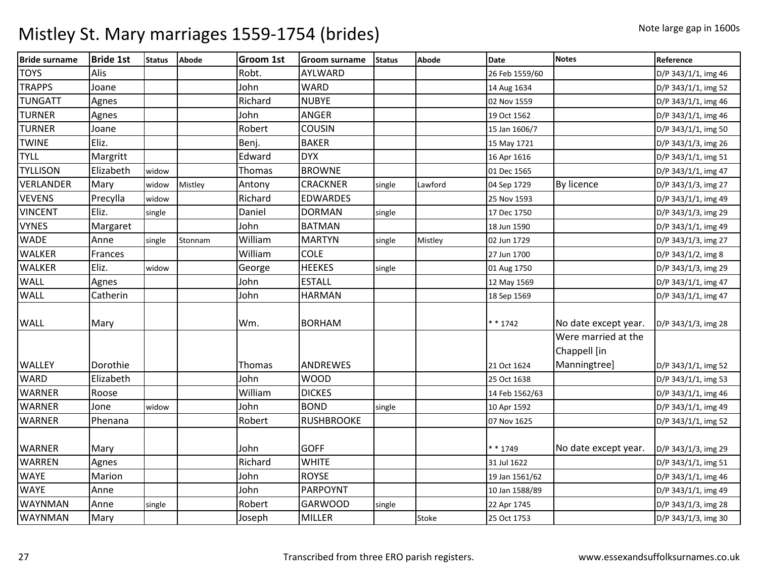# Mistley St. Mary marriages 1559-1754 (brides)

Note large gap in 1600s

| Bride surname | Bride 1st | Status | Abode | Groom 1st | Groom surname | Status | Abode | Date | Notes | Reference |
|---|---|---|---|---|---|---|---|---|---|---|
| TOYS | Alis | | | Robt. | AYLWARD | | | 26 Feb 1559/60 | | D/P 343/1/1, img 46 |
| TRAPPS | Joane | | | John | WARD | | | 14 Aug 1634 | | D/P 343/1/1, img 52 |
| TUNGATT | Agnes | | | Richard | NUBYE | | | 02 Nov 1559 | | D/P 343/1/1, img 46 |
| TURNER | Agnes | | | John | ANGER | | | 19 Oct 1562 | | D/P 343/1/1, img 46 |
| TURNER | Joane | | | Robert | COUSIN | | | 15 Jan 1606/7 | | D/P 343/1/1, img 50 |
| TWINE | Eliz. | | | Benj. | BAKER | | | 15 May 1721 | | D/P 343/1/3, img 26 |
| TYLL | Margritt | | | Edward | DYX | | | 16 Apr 1616 | | D/P 343/1/1, img 51 |
| TYLLISON | Elizabeth | widow | | Thomas | BROWNE | | | 01 Dec 1565 | | D/P 343/1/1, img 47 |
| VERLANDER | Mary | widow | Mistley | Antony | CRACKNER | single | Lawford | 04 Sep 1729 | By licence | D/P 343/1/3, img 27 |
| VEVENS | Precylla | widow | | Richard | EDWARDES | | | 25 Nov 1593 | | D/P 343/1/1, img 49 |
| VINCENT | Eliz. | single | | Daniel | DORMAN | single | | 17 Dec 1750 | | D/P 343/1/3, img 29 |
| VYNES | Margaret | | | John | BATMAN | | | 18 Jun 1590 | | D/P 343/1/1, img 49 |
| WADE | Anne | single | Stonnam | William | MARTYN | single | Mistley | 02 Jun 1729 | | D/P 343/1/3, img 27 |
| WALKER | Frances | | | William | COLE | | | 27 Jun 1700 | | D/P 343/1/2, img 8 |
| WALKER | Eliz. | widow | | George | HEEKES | single | | 01 Aug 1750 | | D/P 343/1/3, img 29 |
| WALL | Agnes | | | John | ESTALL | | | 12 May 1569 | | D/P 343/1/1, img 47 |
| WALL | Catherin | | | John | HARMAN | | | 18 Sep 1569 | | D/P 343/1/1, img 47 |
| WALL | Mary | | | Wm. | BORHAM | | | * * 1742 | No date except year. | D/P 343/1/3, img 28 |
| WALLEY | Dorothie | | | Thomas | ANDREWES | | | 21 Oct 1624 | Were married at the Chappell [in Manningtree] | D/P 343/1/1, img 52 |
| WARD | Elizabeth | | | John | WOOD | | | 25 Oct 1638 | | D/P 343/1/1, img 53 |
| WARNER | Roose | | | William | DICKES | | | 14 Feb 1562/63 | | D/P 343/1/1, img 46 |
| WARNER | Jone | widow | | John | BOND | single | | 10 Apr 1592 | | D/P 343/1/1, img 49 |
| WARNER | Phenana | | | Robert | RUSHBROOKE | | | 07 Nov 1625 | | D/P 343/1/1, img 52 |
| WARNER | Mary | | | John | GOFF | | | * * 1749 | No date except year. | D/P 343/1/3, img 29 |
| WARREN | Agnes | | | Richard | WHITE | | | 31 Jul 1622 | | D/P 343/1/1, img 51 |
| WAYE | Marion | | | John | ROYSE | | | 19 Jan 1561/62 | | D/P 343/1/1, img 46 |
| WAYE | Anne | | | John | PARPOYNT | | | 10 Jan 1588/89 | | D/P 343/1/1, img 49 |
| WAYNMAN | Anne | single | | Robert | GARWOOD | single | | 22 Apr 1745 | | D/P 343/1/3, img 28 |
| WAYNMAN | Mary | | | Joseph | MILLER | | Stoke | 25 Oct 1753 | | D/P 343/1/3, img 30 |

Transcribed from three ERO parish registers. www.essexandsuffolksurnames.co.uk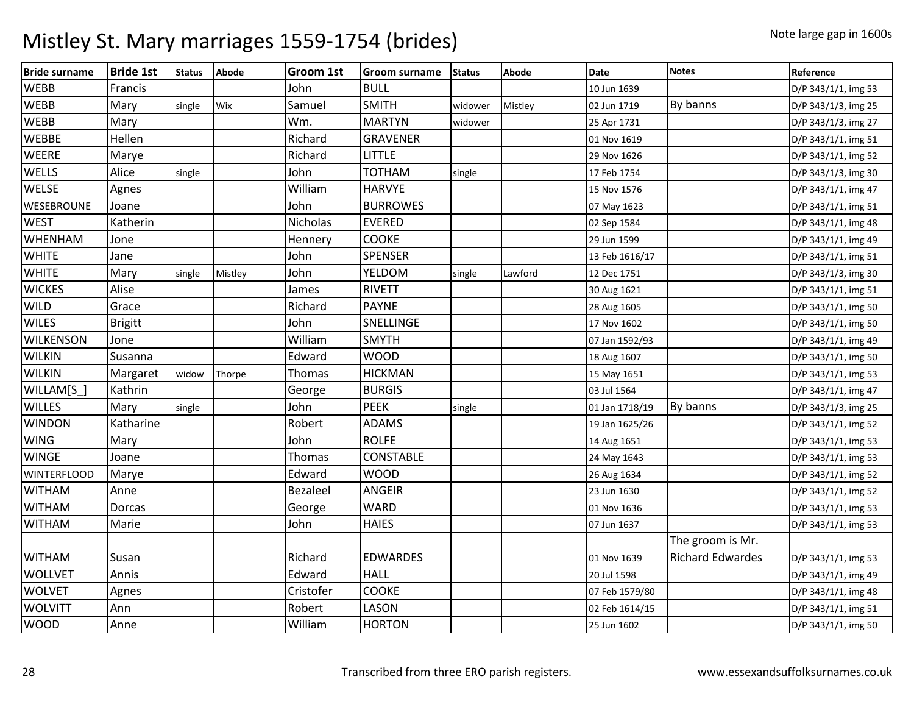# Mistley St. Mary marriages 1559-1754 (brides)

Note large gap in 1600s

| Bride surname | Bride 1st | Status | Abode | Groom 1st | Groom surname | Status | Abode | Date | Notes | Reference |
|---|---|---|---|---|---|---|---|---|---|---|
| WEBB | Francis | | | John | BULL | | | 10 Jun 1639 | | D/P 343/1/1, img 53 |
| WEBB | Mary | single | Wix | Samuel | SMITH | widower | Mistley | 02 Jun 1719 | By banns | D/P 343/1/3, img 25 |
| WEBB | Mary | | | Wm. | MARTYN | widower | | 25 Apr 1731 | | D/P 343/1/3, img 27 |
| WEBBE | Hellen | | | Richard | GRAVENER | | | 01 Nov 1619 | | D/P 343/1/1, img 51 |
| WEERE | Marye | | | Richard | LITTLE | | | 29 Nov 1626 | | D/P 343/1/1, img 52 |
| WELLS | Alice | single | | John | TOTHAM | single | | 17 Feb 1754 | | D/P 343/1/3, img 30 |
| WELSE | Agnes | | | William | HARVYE | | | 15 Nov 1576 | | D/P 343/1/1, img 47 |
| WESEBROUNE | Joane | | | John | BURROWES | | | 07 May 1623 | | D/P 343/1/1, img 51 |
| WEST | Katherin | | | Nicholas | EVERED | | | 02 Sep 1584 | | D/P 343/1/1, img 48 |
| WHENHAM | Jone | | | Hennery | COOKE | | | 29 Jun 1599 | | D/P 343/1/1, img 49 |
| WHITE | Jane | | | John | SPENSER | | | 13 Feb 1616/17 | | D/P 343/1/1, img 51 |
| WHITE | Mary | single | Mistley | John | YELDOM | single | Lawford | 12 Dec 1751 | | D/P 343/1/3, img 30 |
| WICKES | Alise | | | James | RIVETT | | | 30 Aug 1621 | | D/P 343/1/1, img 51 |
| WILD | Grace | | | Richard | PAYNE | | | 28 Aug 1605 | | D/P 343/1/1, img 50 |
| WILES | Brigitt | | | John | SNELLINGE | | | 17 Nov 1602 | | D/P 343/1/1, img 50 |
| WILKENSON | Jone | | | William | SMYTH | | | 07 Jan 1592/93 | | D/P 343/1/1, img 49 |
| WILKIN | Susanna | | | Edward | WOOD | | | 18 Aug 1607 | | D/P 343/1/1, img 50 |
| WILKIN | Margaret | widow | Thorpe | Thomas | HICKMAN | | | 15 May 1651 | | D/P 343/1/1, img 53 |
| WILLAM[S_] | Kathrin | | | George | BURGIS | | | 03 Jul 1564 | | D/P 343/1/1, img 47 |
| WILLES | Mary | single | | John | PEEK | single | | 01 Jan 1718/19 | By banns | D/P 343/1/3, img 25 |
| WINDON | Katharine | | | Robert | ADAMS | | | 19 Jan 1625/26 | | D/P 343/1/1, img 52 |
| WING | Mary | | | John | ROLFE | | | 14 Aug 1651 | | D/P 343/1/1, img 53 |
| WINGE | Joane | | | Thomas | CONSTABLE | | | 24 May 1643 | | D/P 343/1/1, img 53 |
| WINTERFLOOD | Marye | | | Edward | WOOD | | | 26 Aug 1634 | | D/P 343/1/1, img 52 |
| WITHAM | Anne | | | Bezaleel | ANGEIR | | | 23 Jun 1630 | | D/P 343/1/1, img 52 |
| WITHAM | Dorcas | | | George | WARD | | | 01 Nov 1636 | | D/P 343/1/1, img 53 |
| WITHAM | Marie | | | John | HAIES | | | 07 Jun 1637 | | D/P 343/1/1, img 53 |
| WITHAM | Susan | | | Richard | EDWARDES | | | 01 Nov 1639 | The groom is Mr. Richard Edwardes | D/P 343/1/1, img 53 |
| WOLLVET | Annis | | | Edward | HALL | | | 20 Jul 1598 | | D/P 343/1/1, img 49 |
| WOLVET | Agnes | | | Cristofer | COOKE | | | 07 Feb 1579/80 | | D/P 343/1/1, img 48 |
| WOLVITT | Ann | | | Robert | LASON | | | 02 Feb 1614/15 | | D/P 343/1/1, img 51 |
| WOOD | Anne | | | William | HORTON | | | 25 Jun 1602 | | D/P 343/1/1, img 50 |

Transcribed from three ERO parish registers.

www.essexandsuffolksurnames.co.uk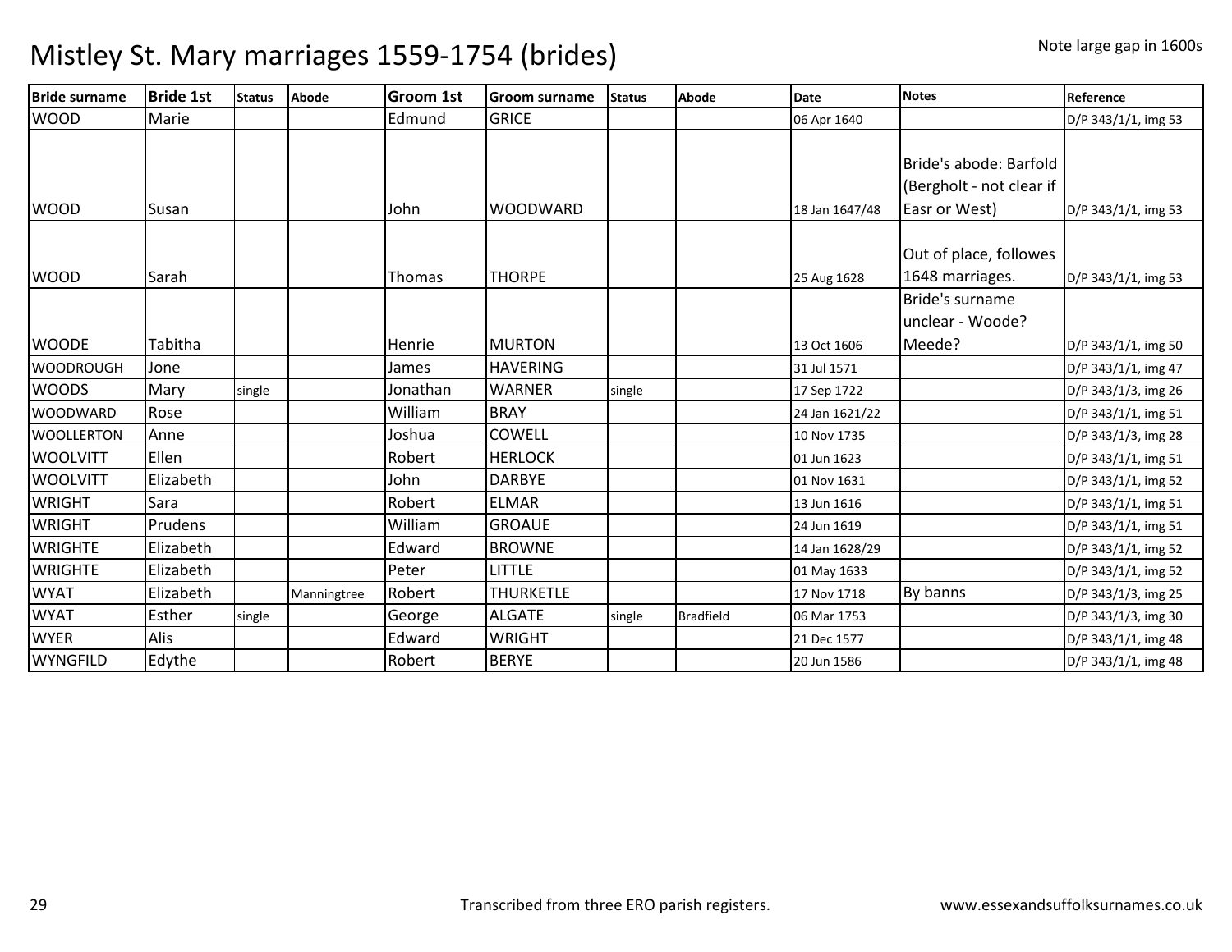# Mistley St. Mary marriages 1559-1754 (brides)

Note large gap in 1600s

| Bride surname | Bride 1st | Status | Abode | Groom 1st | Groom surname | Status | Abode | Date | Notes | Reference |
|---|---|---|---|---|---|---|---|---|---|---|
| WOOD | Marie | | | Edmund | GRICE | | | 06 Apr 1640 | | D/P 343/1/1, img 53 |
| WOOD | Susan | | | John | WOODWARD | | | 18 Jan 1647/48 | Bride's abode: Barfold (Bergholt - not clear if Easr or West) | D/P 343/1/1, img 53 |
| WOOD | Sarah | | | Thomas | THORPE | | | 25 Aug 1628 | Out of place, followes 1648 marriages. | D/P 343/1/1, img 53 |
| WOODE | Tabitha | | | Henrie | MURTON | | | 13 Oct 1606 | Bride's surname unclear - Woode? Meede? | D/P 343/1/1, img 50 |
| WOODROUGH | Jone | | | James | HAVERING | | | 31 Jul 1571 | | D/P 343/1/1, img 47 |
| WOODS | Mary | single | | Jonathan | WARNER | single | | 17 Sep 1722 | | D/P 343/1/3, img 26 |
| WOODWARD | Rose | | | William | BRAY | | | 24 Jan 1621/22 | | D/P 343/1/1, img 51 |
| WOOLLERTON | Anne | | | Joshua | COWELL | | | 10 Nov 1735 | | D/P 343/1/3, img 28 |
| WOOLVITT | Ellen | | | Robert | HERLOCK | | | 01 Jun 1623 | | D/P 343/1/1, img 51 |
| WOOLVITT | Elizabeth | | | John | DARBYE | | | 01 Nov 1631 | | D/P 343/1/1, img 52 |
| WRIGHT | Sara | | | Robert | ELMAR | | | 13 Jun 1616 | | D/P 343/1/1, img 51 |
| WRIGHT | Prudens | | | William | GROAUE | | | 24 Jun 1619 | | D/P 343/1/1, img 51 |
| WRIGHTE | Elizabeth | | | Edward | BROWNE | | | 14 Jan 1628/29 | | D/P 343/1/1, img 52 |
| WRIGHTE | Elizabeth | | | Peter | LITTLE | | | 01 May 1633 | | D/P 343/1/1, img 52 |
| WYAT | Elizabeth | | Manningtree | Robert | THURKETLE | | | 17 Nov 1718 | By banns | D/P 343/1/3, img 25 |
| WYAT | Esther | single | | George | ALGATE | single | Bradfield | 06 Mar 1753 | | D/P 343/1/3, img 30 |
| WYER | Alis | | | Edward | WRIGHT | | | 21 Dec 1577 | | D/P 343/1/1, img 48 |
| WYNGFILD | Edythe | | | Robert | BERYE | | | 20 Jun 1586 | | D/P 343/1/1, img 48 |

Transcribed from three ERO parish registers.

www.essexandsuffolksurnames.co.uk